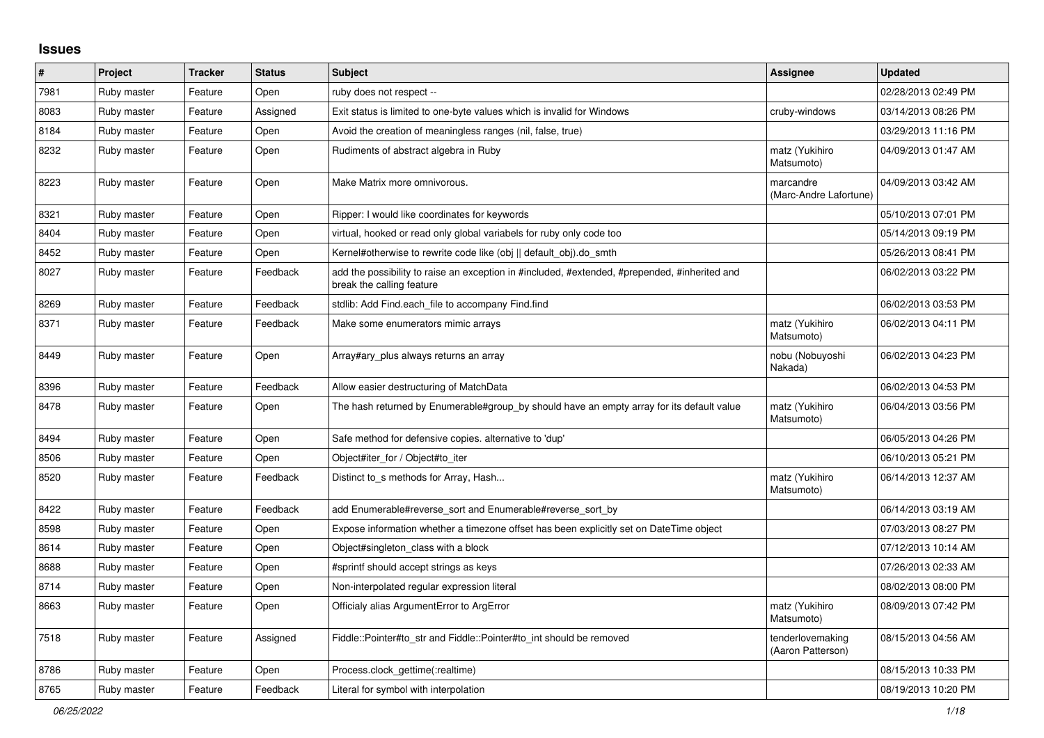## Issues

| # | Project | Tracker | Status | Subject | Assignee | Updated |
|---|---|---|---|---|---|---|
| 7981 | Ruby master | Feature | Open | ruby does not respect -- | | 02/28/2013 02:49 PM |
| 8083 | Ruby master | Feature | Assigned | Exit status is limited to one-byte values which is invalid for Windows | cruby-windows | 03/14/2013 08:26 PM |
| 8184 | Ruby master | Feature | Open | Avoid the creation of meaningless ranges (nil, false, true) | | 03/29/2013 11:16 PM |
| 8232 | Ruby master | Feature | Open | Rudiments of abstract algebra in Ruby | matz (Yukihiro Matsumoto) | 04/09/2013 01:47 AM |
| 8223 | Ruby master | Feature | Open | Make Matrix more omnivorous. | marcandre (Marc-Andre Lafortune) | 04/09/2013 03:42 AM |
| 8321 | Ruby master | Feature | Open | Ripper: I would like coordinates for keywords | | 05/10/2013 07:01 PM |
| 8404 | Ruby master | Feature | Open | virtual, hooked or read only global variabels for ruby only code too | | 05/14/2013 09:19 PM |
| 8452 | Ruby master | Feature | Open | Kernel#otherwise to rewrite code like (obj \|\| default_obj).do_smth | | 05/26/2013 08:41 PM |
| 8027 | Ruby master | Feature | Feedback | add the possibility to raise an exception in #included, #extended, #prepended, #inherited and break the calling feature | | 06/02/2013 03:22 PM |
| 8269 | Ruby master | Feature | Feedback | stdlib: Add Find.each_file to accompany Find.find | | 06/02/2013 03:53 PM |
| 8371 | Ruby master | Feature | Feedback | Make some enumerators mimic arrays | matz (Yukihiro Matsumoto) | 06/02/2013 04:11 PM |
| 8449 | Ruby master | Feature | Open | Array#ary_plus always returns an array | nobu (Nobuyoshi Nakada) | 06/02/2013 04:23 PM |
| 8396 | Ruby master | Feature | Feedback | Allow easier destructuring of MatchData | | 06/02/2013 04:53 PM |
| 8478 | Ruby master | Feature | Open | The hash returned by Enumerable#group_by should have an empty array for its default value | matz (Yukihiro Matsumoto) | 06/04/2013 03:56 PM |
| 8494 | Ruby master | Feature | Open | Safe method for defensive copies. alternative to 'dup' | | 06/05/2013 04:26 PM |
| 8506 | Ruby master | Feature | Open | Object#iter_for / Object#to_iter | | 06/10/2013 05:21 PM |
| 8520 | Ruby master | Feature | Feedback | Distinct to_s methods for Array, Hash... | matz (Yukihiro Matsumoto) | 06/14/2013 12:37 AM |
| 8422 | Ruby master | Feature | Feedback | add Enumerable#reverse_sort and Enumerable#reverse_sort_by | | 06/14/2013 03:19 AM |
| 8598 | Ruby master | Feature | Open | Expose information whether a timezone offset has been explicitly set on DateTime object | | 07/03/2013 08:27 PM |
| 8614 | Ruby master | Feature | Open | Object#singleton_class with a block | | 07/12/2013 10:14 AM |
| 8688 | Ruby master | Feature | Open | #sprintf should accept strings as keys | | 07/26/2013 02:33 AM |
| 8714 | Ruby master | Feature | Open | Non-interpolated regular expression literal | | 08/02/2013 08:00 PM |
| 8663 | Ruby master | Feature | Open | Officialy alias ArgumentError to ArgError | matz (Yukihiro Matsumoto) | 08/09/2013 07:42 PM |
| 7518 | Ruby master | Feature | Assigned | Fiddle::Pointer#to_str and Fiddle::Pointer#to_int should be removed | tenderlovemaking (Aaron Patterson) | 08/15/2013 04:56 AM |
| 8786 | Ruby master | Feature | Open | Process.clock_gettime(:realtime) | | 08/15/2013 10:33 PM |
| 8765 | Ruby master | Feature | Feedback | Literal for symbol with interpolation | | 08/19/2013 10:20 PM |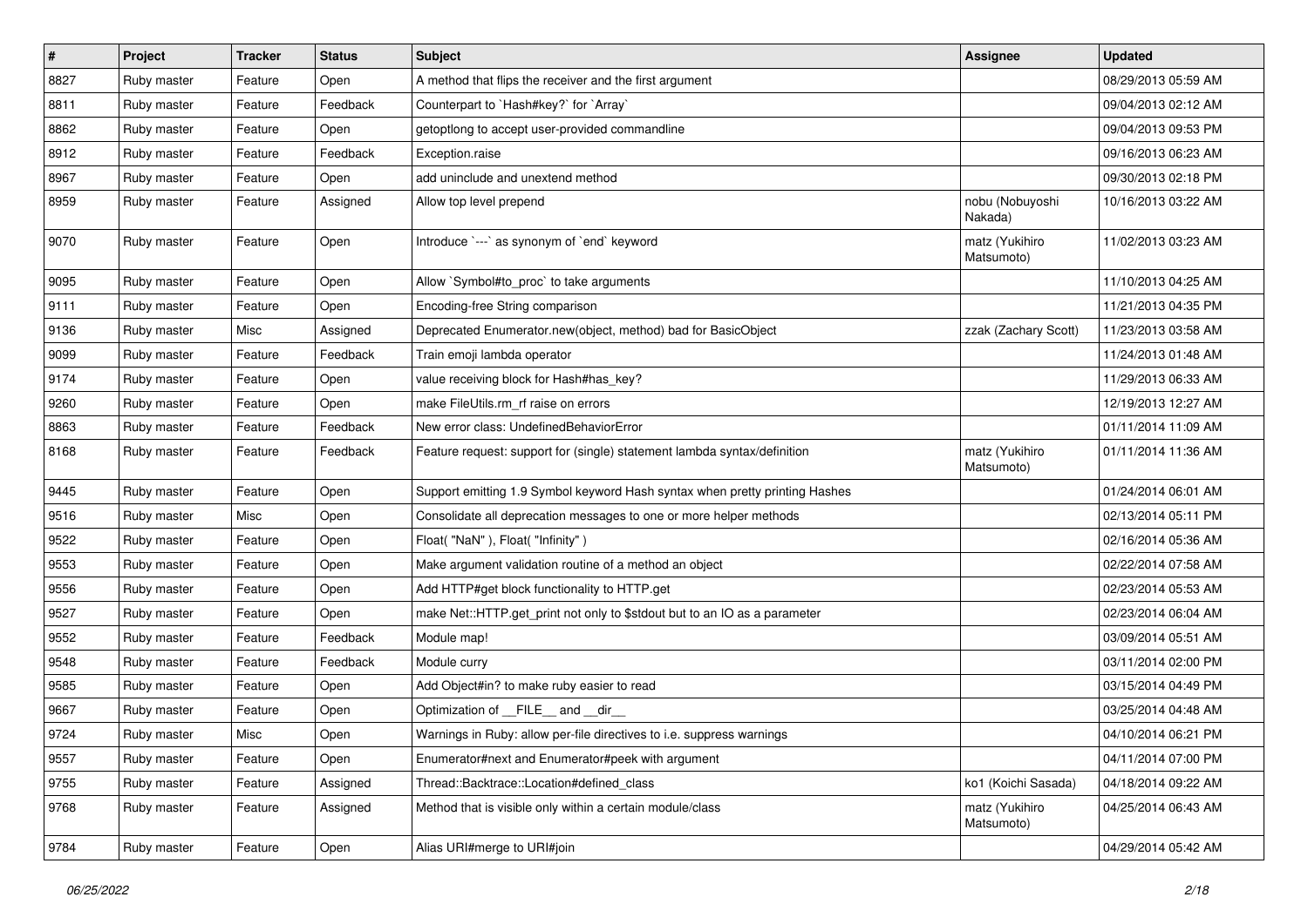| # | Project | Tracker | Status | Subject | Assignee | Updated |
| --- | --- | --- | --- | --- | --- | --- |
| 8827 | Ruby master | Feature | Open | A method that flips the receiver and the first argument | | 08/29/2013 05:59 AM |
| 8811 | Ruby master | Feature | Feedback | Counterpart to `Hash#key?` for `Array` | | 09/04/2013 02:12 AM |
| 8862 | Ruby master | Feature | Open | getoptlong to accept user-provided commandline | | 09/04/2013 09:53 PM |
| 8912 | Ruby master | Feature | Feedback | Exception.raise | | 09/16/2013 06:23 AM |
| 8967 | Ruby master | Feature | Open | add uninclude and unextend method | | 09/30/2013 02:18 PM |
| 8959 | Ruby master | Feature | Assigned | Allow top level prepend | nobu (Nobuyoshi Nakada) | 10/16/2013 03:22 AM |
| 9070 | Ruby master | Feature | Open | Introduce `---` as synonym of `end` keyword | matz (Yukihiro Matsumoto) | 11/02/2013 03:23 AM |
| 9095 | Ruby master | Feature | Open | Allow `Symbol#to_proc` to take arguments | | 11/10/2013 04:25 AM |
| 9111 | Ruby master | Feature | Open | Encoding-free String comparison | | 11/21/2013 04:35 PM |
| 9136 | Ruby master | Misc | Assigned | Deprecated Enumerator.new(object, method) bad for BasicObject | zzak (Zachary Scott) | 11/23/2013 03:58 AM |
| 9099 | Ruby master | Feature | Feedback | Train emoji lambda operator | | 11/24/2013 01:48 AM |
| 9174 | Ruby master | Feature | Open | value receiving block for Hash#has_key? | | 11/29/2013 06:33 AM |
| 9260 | Ruby master | Feature | Open | make FileUtils.rm_rf raise on errors | | 12/19/2013 12:27 AM |
| 8863 | Ruby master | Feature | Feedback | New error class: UndefinedBehaviorError | | 01/11/2014 11:09 AM |
| 8168 | Ruby master | Feature | Feedback | Feature request: support for (single) statement lambda syntax/definition | matz (Yukihiro Matsumoto) | 01/11/2014 11:36 AM |
| 9445 | Ruby master | Feature | Open | Support emitting 1.9 Symbol keyword Hash syntax when pretty printing Hashes | | 01/24/2014 06:01 AM |
| 9516 | Ruby master | Misc | Open | Consolidate all deprecation messages to one or more helper methods | | 02/13/2014 05:11 PM |
| 9522 | Ruby master | Feature | Open | Float( "NaN" ), Float( "Infinity" ) | | 02/16/2014 05:36 AM |
| 9553 | Ruby master | Feature | Open | Make argument validation routine of a method an object | | 02/22/2014 07:58 AM |
| 9556 | Ruby master | Feature | Open | Add HTTP#get block functionality to HTTP.get | | 02/23/2014 05:53 AM |
| 9527 | Ruby master | Feature | Open | make Net::HTTP.get_print not only to $stdout but to an IO as a parameter | | 02/23/2014 06:04 AM |
| 9552 | Ruby master | Feature | Feedback | Module map! | | 03/09/2014 05:51 AM |
| 9548 | Ruby master | Feature | Feedback | Module curry | | 03/11/2014 02:00 PM |
| 9585 | Ruby master | Feature | Open | Add Object#in? to make ruby easier to read | | 03/15/2014 04:49 PM |
| 9667 | Ruby master | Feature | Open | Optimization of __FILE__ and __dir__ | | 03/25/2014 04:48 AM |
| 9724 | Ruby master | Misc | Open | Warnings in Ruby: allow per-file directives to i.e. suppress warnings | | 04/10/2014 06:21 PM |
| 9557 | Ruby master | Feature | Open | Enumerator#next and Enumerator#peek with argument | | 04/11/2014 07:00 PM |
| 9755 | Ruby master | Feature | Assigned | Thread::Backtrace::Location#defined_class | ko1 (Koichi Sasada) | 04/18/2014 09:22 AM |
| 9768 | Ruby master | Feature | Assigned | Method that is visible only within a certain module/class | matz (Yukihiro Matsumoto) | 04/25/2014 06:43 AM |
| 9784 | Ruby master | Feature | Open | Alias URI#merge to URI#join | | 04/29/2014 05:42 AM |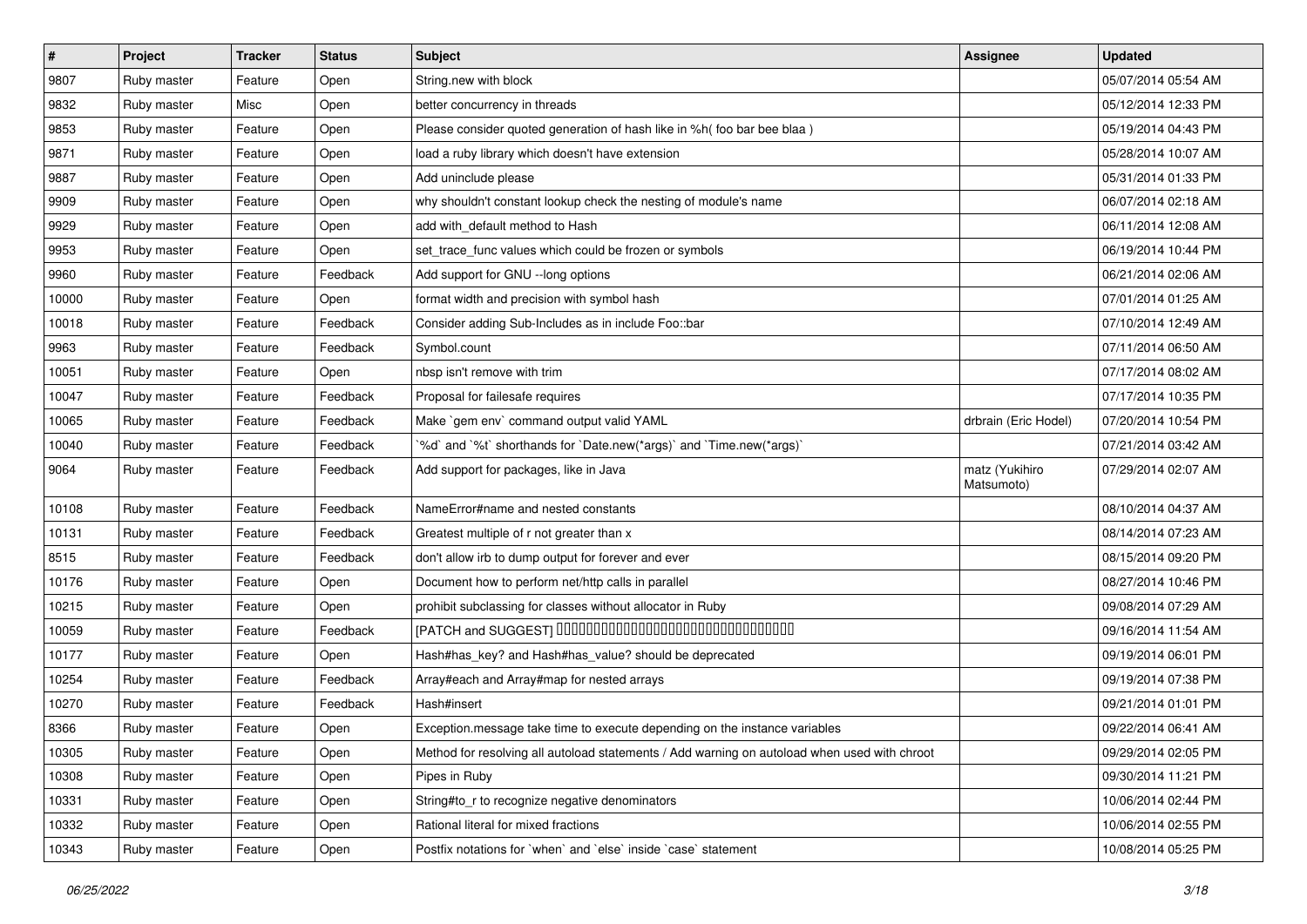| # | Project | Tracker | Status | Subject | Assignee | Updated |
|---|---|---|---|---|---|---|
| 9807 | Ruby master | Feature | Open | String.new with block | | 05/07/2014 05:54 AM |
| 9832 | Ruby master | Misc | Open | better concurrency in threads | | 05/12/2014 12:33 PM |
| 9853 | Ruby master | Feature | Open | Please consider quoted generation of hash like in %h( foo bar bee blaa ) | | 05/19/2014 04:43 PM |
| 9871 | Ruby master | Feature | Open | load a ruby library which doesn't have extension | | 05/28/2014 10:07 AM |
| 9887 | Ruby master | Feature | Open | Add uninclude please | | 05/31/2014 01:33 PM |
| 9909 | Ruby master | Feature | Open | why shouldn't constant lookup check the nesting of module's name | | 06/07/2014 02:18 AM |
| 9929 | Ruby master | Feature | Open | add with_default method to Hash | | 06/11/2014 12:08 AM |
| 9953 | Ruby master | Feature | Open | set_trace_func values which could be frozen or symbols | | 06/19/2014 10:44 PM |
| 9960 | Ruby master | Feature | Feedback | Add support for GNU --long options | | 06/21/2014 02:06 AM |
| 10000 | Ruby master | Feature | Open | format width and precision with symbol hash | | 07/01/2014 01:25 AM |
| 10018 | Ruby master | Feature | Feedback | Consider adding Sub-Includes as in include Foo::bar | | 07/10/2014 12:49 AM |
| 9963 | Ruby master | Feature | Feedback | Symbol.count | | 07/11/2014 06:50 AM |
| 10051 | Ruby master | Feature | Open | nbsp isn't remove with trim | | 07/17/2014 08:02 AM |
| 10047 | Ruby master | Feature | Feedback | Proposal for failesafe requires | | 07/17/2014 10:35 PM |
| 10065 | Ruby master | Feature | Feedback | Make `gem env` command output valid YAML | drbrain (Eric Hodel) | 07/20/2014 10:54 PM |
| 10040 | Ruby master | Feature | Feedback | `%d` and `%t` shorthands for `Date.new(*args)` and `Time.new(*args)` | | 07/21/2014 03:42 AM |
| 9064 | Ruby master | Feature | Feedback | Add support for packages, like in Java | matz (Yukihiro Matsumoto) | 07/29/2014 02:07 AM |
| 10108 | Ruby master | Feature | Feedback | NameError#name and nested constants | | 08/10/2014 04:37 AM |
| 10131 | Ruby master | Feature | Feedback | Greatest multiple of r not greater than x | | 08/14/2014 07:23 AM |
| 8515 | Ruby master | Feature | Feedback | don't allow irb to dump output for forever and ever | | 08/15/2014 09:20 PM |
| 10176 | Ruby master | Feature | Open | Document how to perform net/http calls in parallel | | 08/27/2014 10:46 PM |
| 10215 | Ruby master | Feature | Open | prohibit subclassing for classes without allocator in Ruby | | 09/08/2014 07:29 AM |
| 10059 | Ruby master | Feature | Feedback | [PATCH and SUGGEST] □□□□□□□□□□□□□□□□□□□□□□□□□□□□□□□□□□ | | 09/16/2014 11:54 AM |
| 10177 | Ruby master | Feature | Open | Hash#has_key? and Hash#has_value? should be deprecated | | 09/19/2014 06:01 PM |
| 10254 | Ruby master | Feature | Feedback | Array#each and Array#map for nested arrays | | 09/19/2014 07:38 PM |
| 10270 | Ruby master | Feature | Feedback | Hash#insert | | 09/21/2014 01:01 PM |
| 8366 | Ruby master | Feature | Open | Exception.message take time to execute depending on the instance variables | | 09/22/2014 06:41 AM |
| 10305 | Ruby master | Feature | Open | Method for resolving all autoload statements / Add warning on autoload when used with chroot | | 09/29/2014 02:05 PM |
| 10308 | Ruby master | Feature | Open | Pipes in Ruby | | 09/30/2014 11:21 PM |
| 10331 | Ruby master | Feature | Open | String#to_r to recognize negative denominators | | 10/06/2014 02:44 PM |
| 10332 | Ruby master | Feature | Open | Rational literal for mixed fractions | | 10/06/2014 02:55 PM |
| 10343 | Ruby master | Feature | Open | Postfix notations for `when` and `else` inside `case` statement | | 10/08/2014 05:25 PM |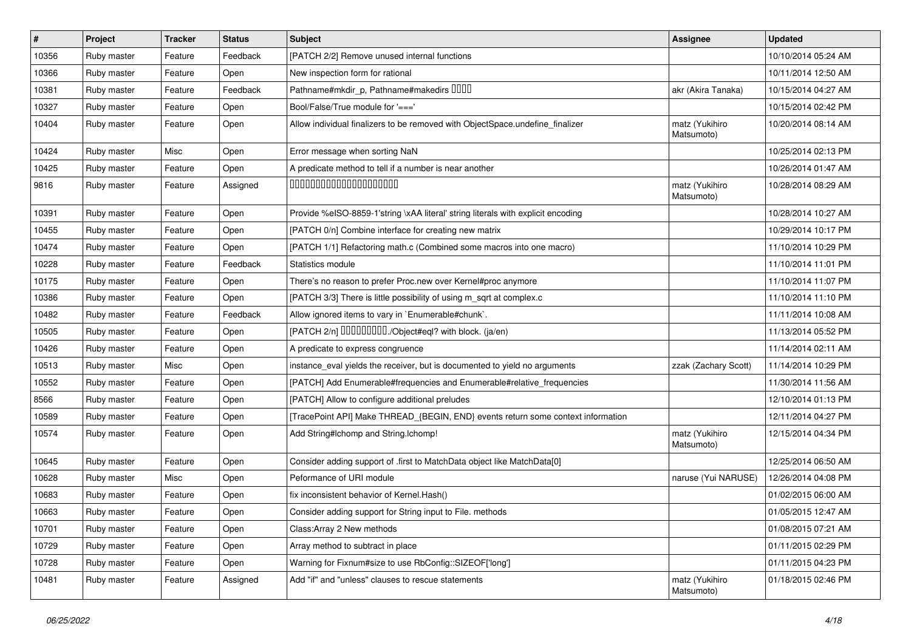| # | Project | Tracker | Status | Subject | Assignee | Updated |
| --- | --- | --- | --- | --- | --- | --- |
| 10356 | Ruby master | Feature | Feedback | [PATCH 2/2] Remove unused internal functions | | 10/10/2014 05:24 AM |
| 10366 | Ruby master | Feature | Open | New inspection form for rational | | 10/11/2014 12:50 AM |
| 10381 | Ruby master | Feature | Feedback | Pathname#mkdir_p, Pathname#makedirs ���� | akr (Akira Tanaka) | 10/15/2014 04:27 AM |
| 10327 | Ruby master | Feature | Open | Bool/False/True module for '===' | | 10/15/2014 02:42 PM |
| 10404 | Ruby master | Feature | Open | Allow individual finalizers to be removed with ObjectSpace.undefine_finalizer | matz (Yukihiro Matsumoto) | 10/20/2014 08:14 AM |
| 10424 | Ruby master | Misc | Open | Error message when sorting NaN | | 10/25/2014 02:13 PM |
| 10425 | Ruby master | Feature | Open | A predicate method to tell if a number is near another | | 10/26/2014 01:47 AM |
| 9816 | Ruby master | Feature | Assigned | ���������������������� | matz (Yukihiro Matsumoto) | 10/28/2014 08:29 AM |
| 10391 | Ruby master | Feature | Open | Provide %eISO-8859-1'string \xAA literal' string literals with explicit encoding | | 10/28/2014 10:27 AM |
| 10455 | Ruby master | Feature | Open | [PATCH 0/n] Combine interface for creating new matrix | | 10/29/2014 10:17 PM |
| 10474 | Ruby master | Feature | Open | [PATCH 1/1] Refactoring math.c (Combined some macros into one macro) | | 11/10/2014 10:29 PM |
| 10228 | Ruby master | Feature | Feedback | Statistics module | | 11/10/2014 11:01 PM |
| 10175 | Ruby master | Feature | Open | There's no reason to prefer Proc.new over Kernel#proc anymore | | 11/10/2014 11:07 PM |
| 10386 | Ruby master | Feature | Open | [PATCH 3/3] There is little possibility of using m_sqrt at complex.c | | 11/10/2014 11:10 PM |
| 10482 | Ruby master | Feature | Feedback | Allow ignored items to vary in `Enumerable#chunk`. | | 11/11/2014 10:08 AM |
| 10505 | Ruby master | Feature | Open | [PATCH 2/n] ���������./Object#eql? with block. (ja/en) | | 11/13/2014 05:52 PM |
| 10426 | Ruby master | Feature | Open | A predicate to express congruence | | 11/14/2014 02:11 AM |
| 10513 | Ruby master | Misc | Open | instance_eval yields the receiver, but is documented to yield no arguments | zzak (Zachary Scott) | 11/14/2014 10:29 PM |
| 10552 | Ruby master | Feature | Open | [PATCH] Add Enumerable#frequencies and Enumerable#relative_frequencies | | 11/30/2014 11:56 AM |
| 8566 | Ruby master | Feature | Open | [PATCH] Allow to configure additional preludes | | 12/10/2014 01:13 PM |
| 10589 | Ruby master | Feature | Open | [TracePoint API] Make THREAD_{BEGIN, END} events return some context information | | 12/11/2014 04:27 PM |
| 10574 | Ruby master | Feature | Open | Add String#lchomp and String.lchomp! | matz (Yukihiro Matsumoto) | 12/15/2014 04:34 PM |
| 10645 | Ruby master | Feature | Open | Consider adding support of .first to MatchData object like MatchData[0] | | 12/25/2014 06:50 AM |
| 10628 | Ruby master | Misc | Open | Peformance of URI module | naruse (Yui NARUSE) | 12/26/2014 04:08 PM |
| 10683 | Ruby master | Feature | Open | fix inconsistent behavior of Kernel.Hash() | | 01/02/2015 06:00 AM |
| 10663 | Ruby master | Feature | Open | Consider adding support for String input to File. methods | | 01/05/2015 12:47 AM |
| 10701 | Ruby master | Feature | Open | Class:Array 2 New methods | | 01/08/2015 07:21 AM |
| 10729 | Ruby master | Feature | Open | Array method to subtract in place | | 01/11/2015 02:29 PM |
| 10728 | Ruby master | Feature | Open | Warning for Fixnum#size to use RbConfig::SIZEOF['long'] | | 01/11/2015 04:23 PM |
| 10481 | Ruby master | Feature | Assigned | Add "if" and "unless" clauses to rescue statements | matz (Yukihiro Matsumoto) | 01/18/2015 02:46 PM |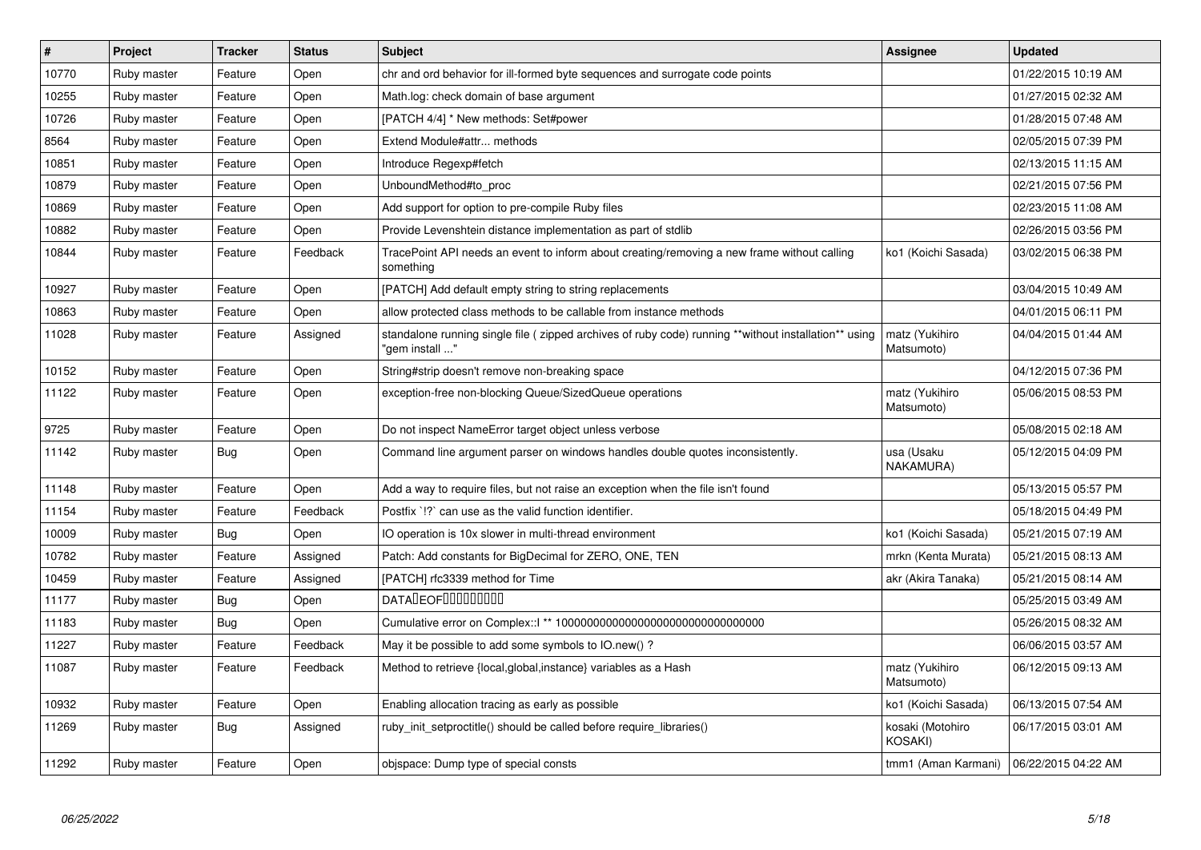| # | Project | Tracker | Status | Subject | Assignee | Updated |
|---|---|---|---|---|---|---|
| 10770 | Ruby master | Feature | Open | chr and ord behavior for ill-formed byte sequences and surrogate code points | | 01/22/2015 10:19 AM |
| 10255 | Ruby master | Feature | Open | Math.log: check domain of base argument | | 01/27/2015 02:32 AM |
| 10726 | Ruby master | Feature | Open | [PATCH 4/4] * New methods: Set#power | | 01/28/2015 07:48 AM |
| 8564 | Ruby master | Feature | Open | Extend Module#attr... methods | | 02/05/2015 07:39 PM |
| 10851 | Ruby master | Feature | Open | Introduce Regexp#fetch | | 02/13/2015 11:15 AM |
| 10879 | Ruby master | Feature | Open | UnboundMethod#to_proc | | 02/21/2015 07:56 PM |
| 10869 | Ruby master | Feature | Open | Add support for option to pre-compile Ruby files | | 02/23/2015 11:08 AM |
| 10882 | Ruby master | Feature | Open | Provide Levenshtein distance implementation as part of stdlib | | 02/26/2015 03:56 PM |
| 10844 | Ruby master | Feature | Feedback | TracePoint API needs an event to inform about creating/removing a new frame without calling something | ko1 (Koichi Sasada) | 03/02/2015 06:38 PM |
| 10927 | Ruby master | Feature | Open | [PATCH] Add default empty string to string replacements | | 03/04/2015 10:49 AM |
| 10863 | Ruby master | Feature | Open | allow protected class methods to be callable from instance methods | | 04/01/2015 06:11 PM |
| 11028 | Ruby master | Feature | Assigned | standalone running single file ( zipped archives of ruby code) running **without installation** using "gem install ..." | matz (Yukihiro Matsumoto) | 04/04/2015 01:44 AM |
| 10152 | Ruby master | Feature | Open | String#strip doesn't remove non-breaking space | | 04/12/2015 07:36 PM |
| 11122 | Ruby master | Feature | Open | exception-free non-blocking Queue/SizedQueue operations | matz (Yukihiro Matsumoto) | 05/06/2015 08:53 PM |
| 9725 | Ruby master | Feature | Open | Do not inspect NameError target object unless verbose | | 05/08/2015 02:18 AM |
| 11142 | Ruby master | Bug | Open | Command line argument parser on windows handles double quotes inconsistently. | usa (Usaku NAKAMURA) | 05/12/2015 04:09 PM |
| 11148 | Ruby master | Feature | Open | Add a way to require files, but not raise an exception when the file isn't found | | 05/13/2015 05:57 PM |
| 11154 | Ruby master | Feature | Feedback | Postfix `!?` can use as the valid function identifier. | | 05/18/2015 04:49 PM |
| 10009 | Ruby master | Bug | Open | IO operation is 10x slower in multi-thread environment | ko1 (Koichi Sasada) | 05/21/2015 07:19 AM |
| 10782 | Ruby master | Feature | Assigned | Patch: Add constants for BigDecimal for ZERO, ONE, TEN | mrkn (Kenta Murata) | 05/21/2015 08:13 AM |
| 10459 | Ruby master | Feature | Assigned | [PATCH] rfc3339 method for Time | akr (Akira Tanaka) | 05/21/2015 08:14 AM |
| 11177 | Ruby master | Bug | Open | DATA�EOF���������� | | 05/25/2015 03:49 AM |
| 11183 | Ruby master | Bug | Open | Cumulative error on Complex::I ** 100000000000000000000000000000000 | | 05/26/2015 08:32 AM |
| 11227 | Ruby master | Feature | Feedback | May it be possible to add some symbols to IO.new() ? | | 06/06/2015 03:57 AM |
| 11087 | Ruby master | Feature | Feedback | Method to retrieve {local,global,instance} variables as a Hash | matz (Yukihiro Matsumoto) | 06/12/2015 09:13 AM |
| 10932 | Ruby master | Feature | Open | Enabling allocation tracing as early as possible | ko1 (Koichi Sasada) | 06/13/2015 07:54 AM |
| 11269 | Ruby master | Bug | Assigned | ruby_init_setproctitle() should be called before require_libraries() | kosaki (Motohiro KOSAKI) | 06/17/2015 03:01 AM |
| 11292 | Ruby master | Feature | Open | objspace: Dump type of special consts | tmm1 (Aman Karmani) | 06/22/2015 04:22 AM |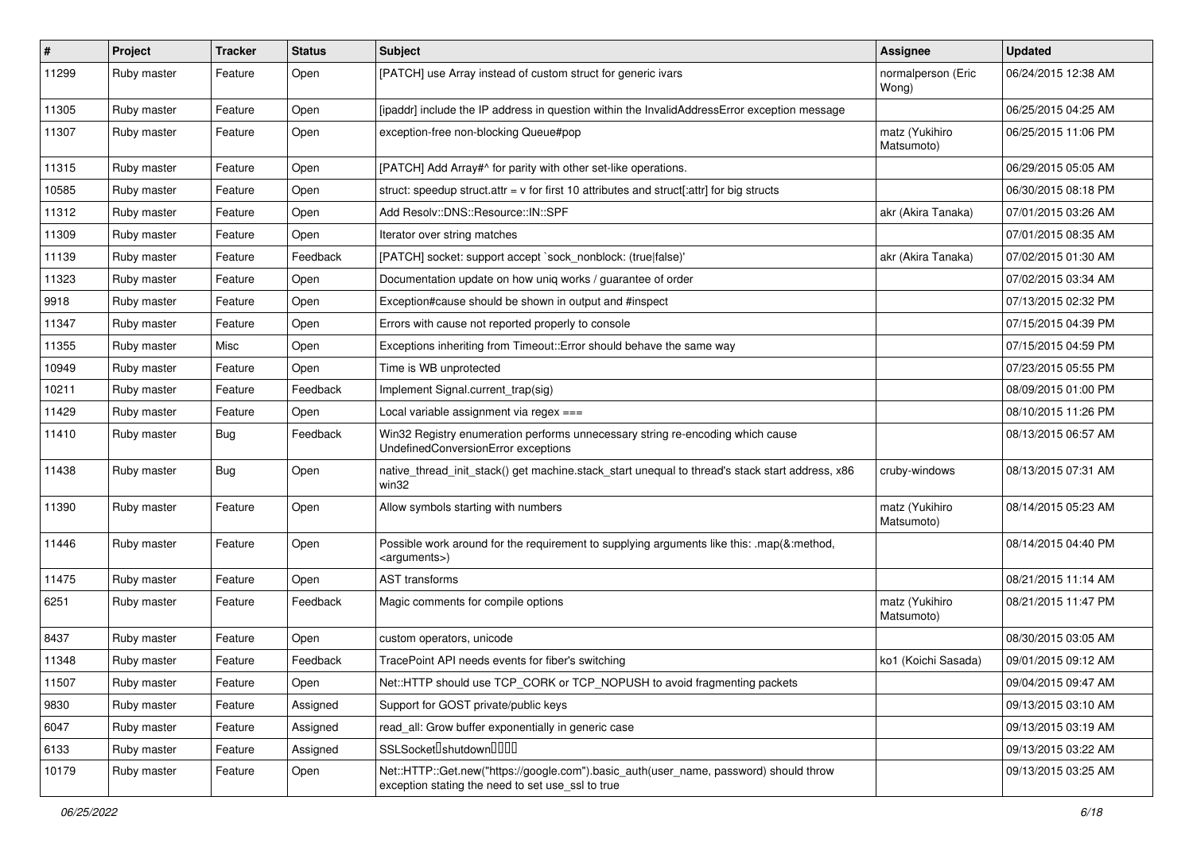| # | Project | Tracker | Status | Subject | Assignee | Updated |
|---|---|---|---|---|---|---|
| 11299 | Ruby master | Feature | Open | [PATCH] use Array instead of custom struct for generic ivars | normalperson (Eric Wong) | 06/24/2015 12:38 AM |
| 11305 | Ruby master | Feature | Open | [ipaddr] include the IP address in question within the InvalidAddressError exception message | | 06/25/2015 04:25 AM |
| 11307 | Ruby master | Feature | Open | exception-free non-blocking Queue#pop | matz (Yukihiro Matsumoto) | 06/25/2015 11:06 PM |
| 11315 | Ruby master | Feature | Open | [PATCH] Add Array#^ for parity with other set-like operations. | | 06/29/2015 05:05 AM |
| 10585 | Ruby master | Feature | Open | struct: speedup struct.attr = v for first 10 attributes and struct[:attr] for big structs | | 06/30/2015 08:18 PM |
| 11312 | Ruby master | Feature | Open | Add Resolv::DNS::Resource::IN::SPF | akr (Akira Tanaka) | 07/01/2015 03:26 AM |
| 11309 | Ruby master | Feature | Open | Iterator over string matches | | 07/01/2015 08:35 AM |
| 11139 | Ruby master | Feature | Feedback | [PATCH] socket: support accept `sock_nonblock: (true\|false)' | akr (Akira Tanaka) | 07/02/2015 01:30 AM |
| 11323 | Ruby master | Feature | Open | Documentation update on how uniq works / guarantee of order | | 07/02/2015 03:34 AM |
| 9918 | Ruby master | Feature | Open | Exception#cause should be shown in output and #inspect | | 07/13/2015 02:32 PM |
| 11347 | Ruby master | Feature | Open | Errors with cause not reported properly to console | | 07/15/2015 04:39 PM |
| 11355 | Ruby master | Misc | Open | Exceptions inheriting from Timeout::Error should behave the same way | | 07/15/2015 04:59 PM |
| 10949 | Ruby master | Feature | Open | Time is WB unprotected | | 07/23/2015 05:55 PM |
| 10211 | Ruby master | Feature | Feedback | Implement Signal.current_trap(sig) | | 08/09/2015 01:00 PM |
| 11429 | Ruby master | Feature | Open | Local variable assignment via regex === | | 08/10/2015 11:26 PM |
| 11410 | Ruby master | Bug | Feedback | Win32 Registry enumeration performs unnecessary string re-encoding which cause UndefinedConversionError exceptions | | 08/13/2015 06:57 AM |
| 11438 | Ruby master | Bug | Open | native_thread_init_stack() get machine.stack_start unequal to thread's stack start address, x86 win32 | cruby-windows | 08/13/2015 07:31 AM |
| 11390 | Ruby master | Feature | Open | Allow symbols starting with numbers | matz (Yukihiro Matsumoto) | 08/14/2015 05:23 AM |
| 11446 | Ruby master | Feature | Open | Possible work around for the requirement to supplying arguments like this: .map(&:method, <arguments>) | | 08/14/2015 04:40 PM |
| 11475 | Ruby master | Feature | Open | AST transforms | | 08/21/2015 11:14 AM |
| 6251 | Ruby master | Feature | Feedback | Magic comments for compile options | matz (Yukihiro Matsumoto) | 08/21/2015 11:47 PM |
| 8437 | Ruby master | Feature | Open | custom operators, unicode | | 08/30/2015 03:05 AM |
| 11348 | Ruby master | Feature | Feedback | TracePoint API needs events for fiber's switching | ko1 (Koichi Sasada) | 09/01/2015 09:12 AM |
| 11507 | Ruby master | Feature | Open | Net::HTTP should use TCP_CORK or TCP_NOPUSH to avoid fragmenting packets | | 09/04/2015 09:47 AM |
| 9830 | Ruby master | Feature | Assigned | Support for GOST private/public keys | | 09/13/2015 03:10 AM |
| 6047 | Ruby master | Feature | Assigned | read_all: Grow buffer exponentially in generic case | | 09/13/2015 03:19 AM |
| 6133 | Ruby master | Feature | Assigned | SSLSocket�shutdown���� | | 09/13/2015 03:22 AM |
| 10179 | Ruby master | Feature | Open | Net::HTTP::Get.new("https://google.com").basic_auth(user_name, password) should throw exception stating the need to set use_ssl to true | | 09/13/2015 03:25 AM |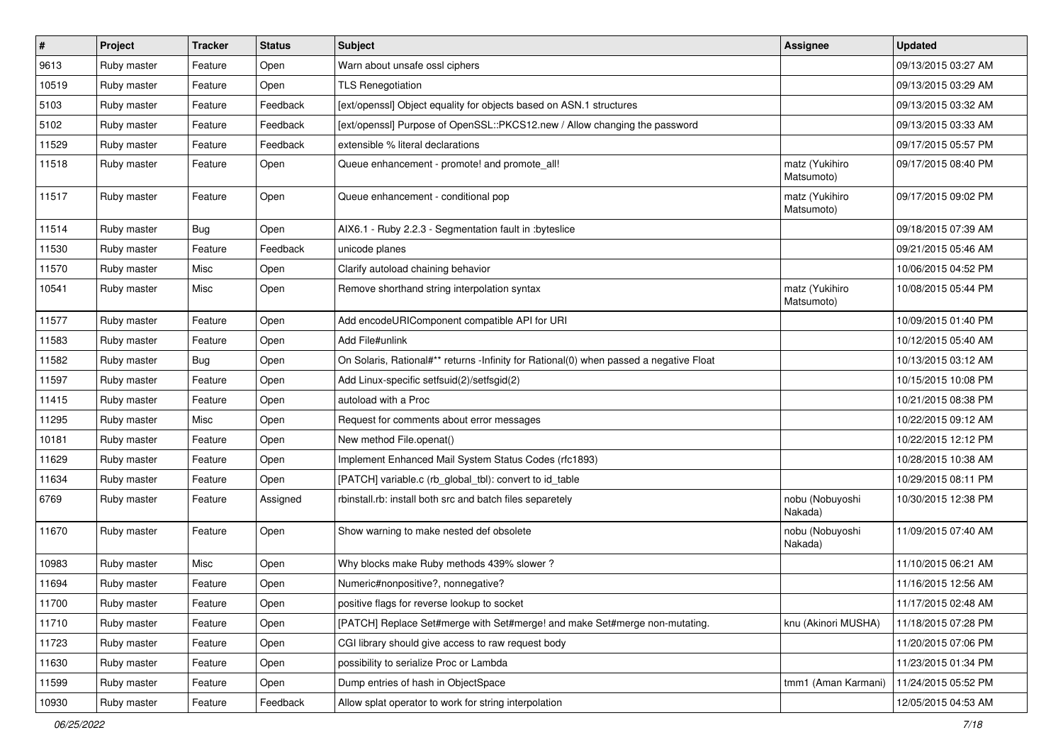| # | Project | Tracker | Status | Subject | Assignee | Updated |
|---|---|---|---|---|---|---|
| 9613 | Ruby master | Feature | Open | Warn about unsafe ossl ciphers | | 09/13/2015 03:27 AM |
| 10519 | Ruby master | Feature | Open | TLS Renegotiation | | 09/13/2015 03:29 AM |
| 5103 | Ruby master | Feature | Feedback | [ext/openssl] Object equality for objects based on ASN.1 structures | | 09/13/2015 03:32 AM |
| 5102 | Ruby master | Feature | Feedback | [ext/openssl] Purpose of OpenSSL::PKCS12.new / Allow changing the password | | 09/13/2015 03:33 AM |
| 11529 | Ruby master | Feature | Feedback | extensible % literal declarations | | 09/17/2015 05:57 PM |
| 11518 | Ruby master | Feature | Open | Queue enhancement - promote! and promote_all! | matz (Yukihiro Matsumoto) | 09/17/2015 08:40 PM |
| 11517 | Ruby master | Feature | Open | Queue enhancement - conditional pop | matz (Yukihiro Matsumoto) | 09/17/2015 09:02 PM |
| 11514 | Ruby master | Bug | Open | AIX6.1 - Ruby 2.2.3 - Segmentation fault in :byteslice | | 09/18/2015 07:39 AM |
| 11530 | Ruby master | Feature | Feedback | unicode planes | | 09/21/2015 05:46 AM |
| 11570 | Ruby master | Misc | Open | Clarify autoload chaining behavior | | 10/06/2015 04:52 PM |
| 10541 | Ruby master | Misc | Open | Remove shorthand string interpolation syntax | matz (Yukihiro Matsumoto) | 10/08/2015 05:44 PM |
| 11577 | Ruby master | Feature | Open | Add encodeURIComponent compatible API for URI | | 10/09/2015 01:40 PM |
| 11583 | Ruby master | Feature | Open | Add File#unlink | | 10/12/2015 05:40 AM |
| 11582 | Ruby master | Bug | Open | On Solaris, Rational#** returns -Infinity for Rational(0) when passed a negative Float | | 10/13/2015 03:12 AM |
| 11597 | Ruby master | Feature | Open | Add Linux-specific setfsuid(2)/setfsgid(2) | | 10/15/2015 10:08 PM |
| 11415 | Ruby master | Feature | Open | autoload with a Proc | | 10/21/2015 08:38 PM |
| 11295 | Ruby master | Misc | Open | Request for comments about error messages | | 10/22/2015 09:12 AM |
| 10181 | Ruby master | Feature | Open | New method File.openat() | | 10/22/2015 12:12 PM |
| 11629 | Ruby master | Feature | Open | Implement Enhanced Mail System Status Codes (rfc1893) | | 10/28/2015 10:38 AM |
| 11634 | Ruby master | Feature | Open | [PATCH] variable.c (rb_global_tbl): convert to id_table | | 10/29/2015 08:11 PM |
| 6769 | Ruby master | Feature | Assigned | rbinstall.rb: install both src and batch files separetely | nobu (Nobuyoshi Nakada) | 10/30/2015 12:38 PM |
| 11670 | Ruby master | Feature | Open | Show warning to make nested def obsolete | nobu (Nobuyoshi Nakada) | 11/09/2015 07:40 AM |
| 10983 | Ruby master | Misc | Open | Why blocks make Ruby methods 439% slower ? | | 11/10/2015 06:21 AM |
| 11694 | Ruby master | Feature | Open | Numeric#nonpositive?, nonnegative? | | 11/16/2015 12:56 AM |
| 11700 | Ruby master | Feature | Open | positive flags for reverse lookup to socket | | 11/17/2015 02:48 AM |
| 11710 | Ruby master | Feature | Open | [PATCH] Replace Set#merge with Set#merge! and make Set#merge non-mutating. | knu (Akinori MUSHA) | 11/18/2015 07:28 PM |
| 11723 | Ruby master | Feature | Open | CGI library should give access to raw request body | | 11/20/2015 07:06 PM |
| 11630 | Ruby master | Feature | Open | possibility to serialize Proc or Lambda | | 11/23/2015 01:34 PM |
| 11599 | Ruby master | Feature | Open | Dump entries of hash in ObjectSpace | tmm1 (Aman Karmani) | 11/24/2015 05:52 PM |
| 10930 | Ruby master | Feature | Feedback | Allow splat operator to work for string interpolation | | 12/05/2015 04:53 AM |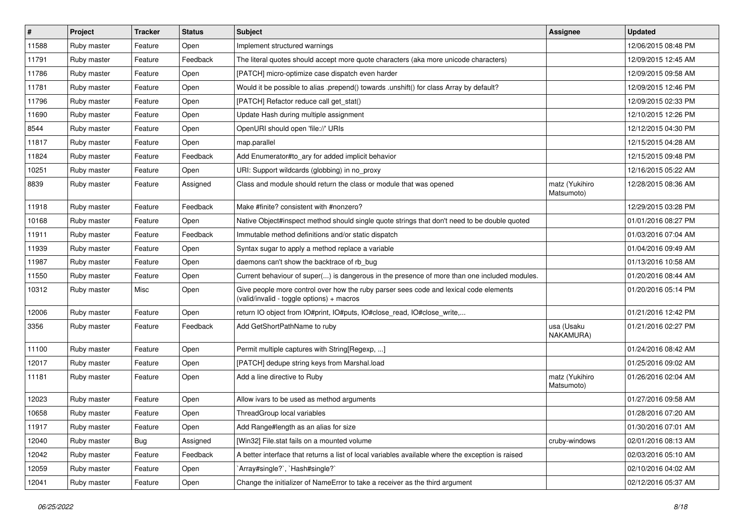| # | Project | Tracker | Status | Subject | Assignee | Updated |
|---|---|---|---|---|---|---|
| 11588 | Ruby master | Feature | Open | Implement structured warnings | | 12/06/2015 08:48 PM |
| 11791 | Ruby master | Feature | Feedback | The literal quotes should accept more quote characters (aka more unicode characters) | | 12/09/2015 12:45 AM |
| 11786 | Ruby master | Feature | Open | [PATCH] micro-optimize case dispatch even harder | | 12/09/2015 09:58 AM |
| 11781 | Ruby master | Feature | Open | Would it be possible to alias .prepend() towards .unshift() for class Array by default? | | 12/09/2015 12:46 PM |
| 11796 | Ruby master | Feature | Open | [PATCH] Refactor reduce call get_stat() | | 12/09/2015 02:33 PM |
| 11690 | Ruby master | Feature | Open | Update Hash during multiple assignment | | 12/10/2015 12:26 PM |
| 8544 | Ruby master | Feature | Open | OpenURI should open 'file://' URIs | | 12/12/2015 04:30 PM |
| 11817 | Ruby master | Feature | Open | map.parallel | | 12/15/2015 04:28 AM |
| 11824 | Ruby master | Feature | Feedback | Add Enumerator#to_ary for added implicit behavior | | 12/15/2015 09:48 PM |
| 10251 | Ruby master | Feature | Open | URI: Support wildcards (globbing) in no_proxy | | 12/16/2015 05:22 AM |
| 8839 | Ruby master | Feature | Assigned | Class and module should return the class or module that was opened | matz (Yukihiro Matsumoto) | 12/28/2015 08:36 AM |
| 11918 | Ruby master | Feature | Feedback | Make #finite? consistent with #nonzero? | | 12/29/2015 03:28 PM |
| 10168 | Ruby master | Feature | Open | Native Object#inspect method should single quote strings that don't need to be double quoted | | 01/01/2016 08:27 PM |
| 11911 | Ruby master | Feature | Feedback | Immutable method definitions and/or static dispatch | | 01/03/2016 07:04 AM |
| 11939 | Ruby master | Feature | Open | Syntax sugar to apply a method replace a variable | | 01/04/2016 09:49 AM |
| 11987 | Ruby master | Feature | Open | daemons can't show the backtrace of rb_bug | | 01/13/2016 10:58 AM |
| 11550 | Ruby master | Feature | Open | Current behaviour of super(...) is dangerous in the presence of more than one included modules. | | 01/20/2016 08:44 AM |
| 10312 | Ruby master | Misc | Open | Give people more control over how the ruby parser sees code and lexical code elements (valid/invalid - toggle options) + macros | | 01/20/2016 05:14 PM |
| 12006 | Ruby master | Feature | Open | return IO object from IO#print, IO#puts, IO#close_read, IO#close_write,... | | 01/21/2016 12:42 PM |
| 3356 | Ruby master | Feature | Feedback | Add GetShortPathName to ruby | usa (Usaku NAKAMURA) | 01/21/2016 02:27 PM |
| 11100 | Ruby master | Feature | Open | Permit multiple captures with String[Regexp, ...] | | 01/24/2016 08:42 AM |
| 12017 | Ruby master | Feature | Open | [PATCH] dedupe string keys from Marshal.load | | 01/25/2016 09:02 AM |
| 11181 | Ruby master | Feature | Open | Add a line directive to Ruby | matz (Yukihiro Matsumoto) | 01/26/2016 02:04 AM |
| 12023 | Ruby master | Feature | Open | Allow ivars to be used as method arguments | | 01/27/2016 09:58 AM |
| 10658 | Ruby master | Feature | Open | ThreadGroup local variables | | 01/28/2016 07:20 AM |
| 11917 | Ruby master | Feature | Open | Add Range#length as an alias for size | | 01/30/2016 07:01 AM |
| 12040 | Ruby master | Bug | Assigned | [Win32] File.stat fails on a mounted volume | cruby-windows | 02/01/2016 08:13 AM |
| 12042 | Ruby master | Feature | Feedback | A better interface that returns a list of local variables available where the exception is raised | | 02/03/2016 05:10 AM |
| 12059 | Ruby master | Feature | Open | `Array#single?`, `Hash#single?` | | 02/10/2016 04:02 AM |
| 12041 | Ruby master | Feature | Open | Change the initializer of NameError to take a receiver as the third argument | | 02/12/2016 05:37 AM |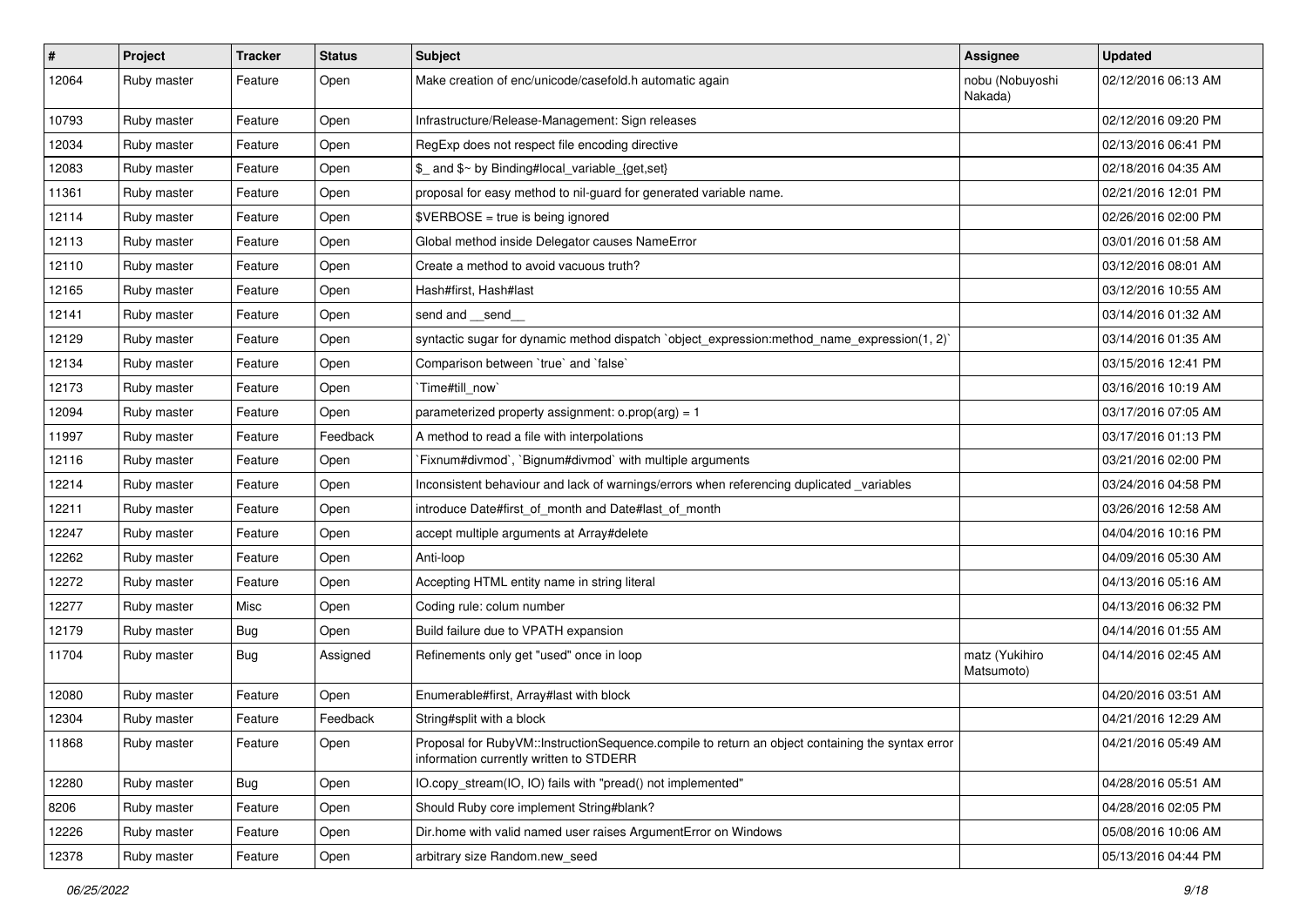| # | Project | Tracker | Status | Subject | Assignee | Updated |
| --- | --- | --- | --- | --- | --- | --- |
| 12064 | Ruby master | Feature | Open | Make creation of enc/unicode/casefold.h automatic again | nobu (Nobuyoshi Nakada) | 02/12/2016 06:13 AM |
| 10793 | Ruby master | Feature | Open | Infrastructure/Release-Management: Sign releases | | 02/12/2016 09:20 PM |
| 12034 | Ruby master | Feature | Open | RegExp does not respect file encoding directive | | 02/13/2016 06:41 PM |
| 12083 | Ruby master | Feature | Open | $_ and $~ by Binding#local_variable_{get,set} | | 02/18/2016 04:35 AM |
| 11361 | Ruby master | Feature | Open | proposal for easy method to nil-guard for generated variable name. | | 02/21/2016 12:01 PM |
| 12114 | Ruby master | Feature | Open | $VERBOSE = true is being ignored | | 02/26/2016 02:00 PM |
| 12113 | Ruby master | Feature | Open | Global method inside Delegator causes NameError | | 03/01/2016 01:58 AM |
| 12110 | Ruby master | Feature | Open | Create a method to avoid vacuous truth? | | 03/12/2016 08:01 AM |
| 12165 | Ruby master | Feature | Open | Hash#first, Hash#last | | 03/12/2016 10:55 AM |
| 12141 | Ruby master | Feature | Open | send and __send__ | | 03/14/2016 01:32 AM |
| 12129 | Ruby master | Feature | Open | syntactic sugar for dynamic method dispatch `object_expression:method_name_expression(1, 2)` | | 03/14/2016 01:35 AM |
| 12134 | Ruby master | Feature | Open | Comparison between `true` and `false` | | 03/15/2016 12:41 PM |
| 12173 | Ruby master | Feature | Open | `Time#till_now` | | 03/16/2016 10:19 AM |
| 12094 | Ruby master | Feature | Open | parameterized property assignment: o.prop(arg) = 1 | | 03/17/2016 07:05 AM |
| 11997 | Ruby master | Feature | Feedback | A method to read a file with interpolations | | 03/17/2016 01:13 PM |
| 12116 | Ruby master | Feature | Open | `Fixnum#divmod`, `Bignum#divmod` with multiple arguments | | 03/21/2016 02:00 PM |
| 12214 | Ruby master | Feature | Open | Inconsistent behaviour and lack of warnings/errors when referencing duplicated _variables | | 03/24/2016 04:58 PM |
| 12211 | Ruby master | Feature | Open | introduce Date#first_of_month and Date#last_of_month | | 03/26/2016 12:58 AM |
| 12247 | Ruby master | Feature | Open | accept multiple arguments at Array#delete | | 04/04/2016 10:16 PM |
| 12262 | Ruby master | Feature | Open | Anti-loop | | 04/09/2016 05:30 AM |
| 12272 | Ruby master | Feature | Open | Accepting HTML entity name in string literal | | 04/13/2016 05:16 AM |
| 12277 | Ruby master | Misc | Open | Coding rule: colum number | | 04/13/2016 06:32 PM |
| 12179 | Ruby master | Bug | Open | Build failure due to VPATH expansion | | 04/14/2016 01:55 AM |
| 11704 | Ruby master | Bug | Assigned | Refinements only get "used" once in loop | matz (Yukihiro Matsumoto) | 04/14/2016 02:45 AM |
| 12080 | Ruby master | Feature | Open | Enumerable#first, Array#last with block | | 04/20/2016 03:51 AM |
| 12304 | Ruby master | Feature | Feedback | String#split with a block | | 04/21/2016 12:29 AM |
| 11868 | Ruby master | Feature | Open | Proposal for RubyVM::InstructionSequence.compile to return an object containing the syntax error information currently written to STDERR | | 04/21/2016 05:49 AM |
| 12280 | Ruby master | Bug | Open | IO.copy_stream(IO, IO) fails with "pread() not implemented" | | 04/28/2016 05:51 AM |
| 8206 | Ruby master | Feature | Open | Should Ruby core implement String#blank? | | 04/28/2016 02:05 PM |
| 12226 | Ruby master | Feature | Open | Dir.home with valid named user raises ArgumentError on Windows | | 05/08/2016 10:06 AM |
| 12378 | Ruby master | Feature | Open | arbitrary size Random.new_seed | | 05/13/2016 04:44 PM |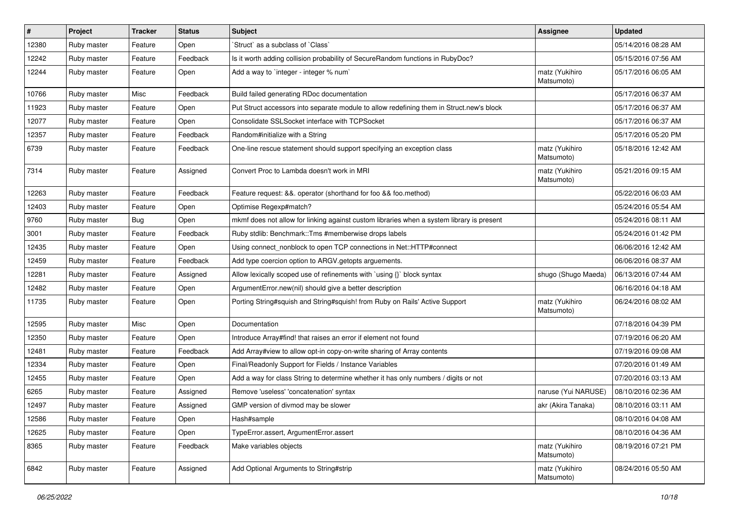| # | Project | Tracker | Status | Subject | Assignee | Updated |
|---|---|---|---|---|---|---|
| 12380 | Ruby master | Feature | Open | `Struct` as a subclass of `Class` | | 05/14/2016 08:28 AM |
| 12242 | Ruby master | Feature | Feedback | Is it worth adding collision probability of SecureRandom functions in RubyDoc? | | 05/15/2016 07:56 AM |
| 12244 | Ruby master | Feature | Open | Add a way to `integer - integer % num` | matz (Yukihiro Matsumoto) | 05/17/2016 06:05 AM |
| 10766 | Ruby master | Misc | Feedback | Build failed generating RDoc documentation | | 05/17/2016 06:37 AM |
| 11923 | Ruby master | Feature | Open | Put Struct accessors into separate module to allow redefining them in Struct.new's block | | 05/17/2016 06:37 AM |
| 12077 | Ruby master | Feature | Open | Consolidate SSLSocket interface with TCPSocket | | 05/17/2016 06:37 AM |
| 12357 | Ruby master | Feature | Feedback | Random#initialize with a String | | 05/17/2016 05:20 PM |
| 6739 | Ruby master | Feature | Feedback | One-line rescue statement should support specifying an exception class | matz (Yukihiro Matsumoto) | 05/18/2016 12:42 AM |
| 7314 | Ruby master | Feature | Assigned | Convert Proc to Lambda doesn't work in MRI | matz (Yukihiro Matsumoto) | 05/21/2016 09:15 AM |
| 12263 | Ruby master | Feature | Feedback | Feature request: &&. operator (shorthand for foo && foo.method) | | 05/22/2016 06:03 AM |
| 12403 | Ruby master | Feature | Open | Optimise Regexp#match? | | 05/24/2016 05:54 AM |
| 9760 | Ruby master | Bug | Open | mkmf does not allow for linking against custom libraries when a system library is present | | 05/24/2016 08:11 AM |
| 3001 | Ruby master | Feature | Feedback | Ruby stdlib: Benchmark::Tms #memberwise drops labels | | 05/24/2016 01:42 PM |
| 12435 | Ruby master | Feature | Open | Using connect_nonblock to open TCP connections in Net::HTTP#connect | | 06/06/2016 12:42 AM |
| 12459 | Ruby master | Feature | Feedback | Add type coercion option to ARGV.getopts arguements. | | 06/06/2016 08:37 AM |
| 12281 | Ruby master | Feature | Assigned | Allow lexically scoped use of refinements with `using {}` block syntax | shugo (Shugo Maeda) | 06/13/2016 07:44 AM |
| 12482 | Ruby master | Feature | Open | ArgumentError.new(nil) should give a better description | | 06/16/2016 04:18 AM |
| 11735 | Ruby master | Feature | Open | Porting String#squish and String#squish! from Ruby on Rails' Active Support | matz (Yukihiro Matsumoto) | 06/24/2016 08:02 AM |
| 12595 | Ruby master | Misc | Open | Documentation | | 07/18/2016 04:39 PM |
| 12350 | Ruby master | Feature | Open | Introduce Array#find! that raises an error if element not found | | 07/19/2016 06:20 AM |
| 12481 | Ruby master | Feature | Feedback | Add Array#view to allow opt-in copy-on-write sharing of Array contents | | 07/19/2016 09:08 AM |
| 12334 | Ruby master | Feature | Open | Final/Readonly Support for Fields / Instance Variables | | 07/20/2016 01:49 AM |
| 12455 | Ruby master | Feature | Open | Add a way for class String to determine whether it has only numbers / digits or not | | 07/20/2016 03:13 AM |
| 6265 | Ruby master | Feature | Assigned | Remove 'useless' 'concatenation' syntax | naruse (Yui NARUSE) | 08/10/2016 02:36 AM |
| 12497 | Ruby master | Feature | Assigned | GMP version of divmod may be slower | akr (Akira Tanaka) | 08/10/2016 03:11 AM |
| 12586 | Ruby master | Feature | Open | Hash#sample | | 08/10/2016 04:08 AM |
| 12625 | Ruby master | Feature | Open | TypeError.assert, ArgumentError.assert | | 08/10/2016 04:36 AM |
| 8365 | Ruby master | Feature | Feedback | Make variables objects | matz (Yukihiro Matsumoto) | 08/19/2016 07:21 PM |
| 6842 | Ruby master | Feature | Assigned | Add Optional Arguments to String#strip | matz (Yukihiro Matsumoto) | 08/24/2016 05:50 AM |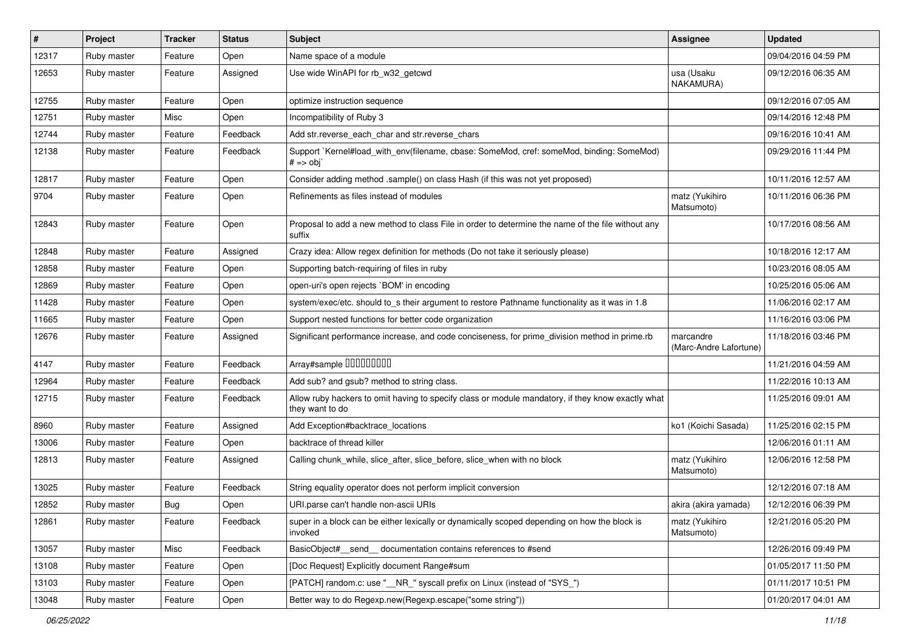| # | Project | Tracker | Status | Subject | Assignee | Updated |
|---|---|---|---|---|---|---|
| 12317 | Ruby master | Feature | Open | Name space of a module | | 09/04/2016 04:59 PM |
| 12653 | Ruby master | Feature | Assigned | Use wide WinAPI for rb_w32_getcwd | usa (Usaku NAKAMURA) | 09/12/2016 06:35 AM |
| 12755 | Ruby master | Feature | Open | optimize instruction sequence | | 09/12/2016 07:05 AM |
| 12751 | Ruby master | Misc | Open | Incompatibility of Ruby 3 | | 09/14/2016 12:48 PM |
| 12744 | Ruby master | Feature | Feedback | Add str.reverse_each_char and str.reverse_chars | | 09/16/2016 10:41 AM |
| 12138 | Ruby master | Feature | Feedback | Support `Kernel#load_with_env(filename, cbase: SomeMod, cref: someMod, binding: SomeMod) # => obj` | | 09/29/2016 11:44 PM |
| 12817 | Ruby master | Feature | Open | Consider adding method .sample() on class Hash (if this was not yet proposed) | | 10/11/2016 12:57 AM |
| 9704 | Ruby master | Feature | Open | Refinements as files instead of modules | matz (Yukihiro Matsumoto) | 10/11/2016 06:36 PM |
| 12843 | Ruby master | Feature | Open | Proposal to add a new method to class File in order to determine the name of the file without any suffix | | 10/17/2016 08:56 AM |
| 12848 | Ruby master | Feature | Assigned | Crazy idea: Allow regex definition for methods (Do not take it seriously please) | | 10/18/2016 12:17 AM |
| 12858 | Ruby master | Feature | Open | Supporting batch-requiring of files in ruby | | 10/23/2016 08:05 AM |
| 12869 | Ruby master | Feature | Open | open-uri's open rejects `BOM' in encoding | | 10/25/2016 05:06 AM |
| 11428 | Ruby master | Feature | Open | system/exec/etc. should to_s their argument to restore Pathname functionality as it was in 1.8 | | 11/06/2016 02:17 AM |
| 11665 | Ruby master | Feature | Open | Support nested functions for better code organization | | 11/16/2016 03:06 PM |
| 12676 | Ruby master | Feature | Assigned | Significant performance increase, and code conciseness, for prime_division method in prime.rb | marcandre (Marc-Andre Lafortune) | 11/18/2016 03:46 PM |
| 4147 | Ruby master | Feature | Feedback | Array#sample □□□□□□□□□ | | 11/21/2016 04:59 AM |
| 12964 | Ruby master | Feature | Feedback | Add sub? and gsub? method to string class. | | 11/22/2016 10:13 AM |
| 12715 | Ruby master | Feature | Feedback | Allow ruby hackers to omit having to specify class or module mandatory, if they know exactly what they want to do | | 11/25/2016 09:01 AM |
| 8960 | Ruby master | Feature | Assigned | Add Exception#backtrace_locations | ko1 (Koichi Sasada) | 11/25/2016 02:15 PM |
| 13006 | Ruby master | Feature | Open | backtrace of thread killer | | 12/06/2016 01:11 AM |
| 12813 | Ruby master | Feature | Assigned | Calling chunk_while, slice_after, slice_before, slice_when with no block | matz (Yukihiro Matsumoto) | 12/06/2016 12:58 PM |
| 13025 | Ruby master | Feature | Feedback | String equality operator does not perform implicit conversion | | 12/12/2016 07:18 AM |
| 12852 | Ruby master | Bug | Open | URI.parse can't handle non-ascii URIs | akira (akira yamada) | 12/12/2016 06:39 PM |
| 12861 | Ruby master | Feature | Feedback | super in a block can be either lexically or dynamically scoped depending on how the block is invoked | matz (Yukihiro Matsumoto) | 12/21/2016 05:20 PM |
| 13057 | Ruby master | Misc | Feedback | BasicObject#__send__ documentation contains references to #send | | 12/26/2016 09:49 PM |
| 13108 | Ruby master | Feature | Open | [Doc Request] Explicitly document Range#sum | | 01/05/2017 11:50 PM |
| 13103 | Ruby master | Feature | Open | [PATCH] random.c: use "__NR_" syscall prefix on Linux (instead of "SYS_") | | 01/11/2017 10:51 PM |
| 13048 | Ruby master | Feature | Open | Better way to do Regexp.new(Regexp.escape("some string")) | | 01/20/2017 04:01 AM |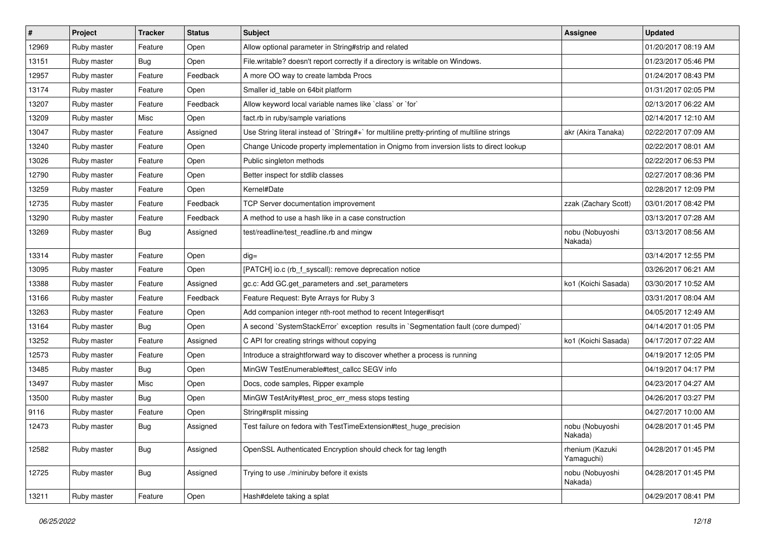| # | Project | Tracker | Status | Subject | Assignee | Updated |
|---|---|---|---|---|---|---|
| 12969 | Ruby master | Feature | Open | Allow optional parameter in String#strip and related | | 01/20/2017 08:19 AM |
| 13151 | Ruby master | Bug | Open | File.writable? doesn't report correctly if a directory is writable on Windows. | | 01/23/2017 05:46 PM |
| 12957 | Ruby master | Feature | Feedback | A more OO way to create lambda Procs | | 01/24/2017 08:43 PM |
| 13174 | Ruby master | Feature | Open | Smaller id_table on 64bit platform | | 01/31/2017 02:05 PM |
| 13207 | Ruby master | Feature | Feedback | Allow keyword local variable names like `class` or `for` | | 02/13/2017 06:22 AM |
| 13209 | Ruby master | Misc | Open | fact.rb in ruby/sample variations | | 02/14/2017 12:10 AM |
| 13047 | Ruby master | Feature | Assigned | Use String literal instead of `String#+` for multiline pretty-printing of multiline strings | akr (Akira Tanaka) | 02/22/2017 07:09 AM |
| 13240 | Ruby master | Feature | Open | Change Unicode property implementation in Onigmo from inversion lists to direct lookup | | 02/22/2017 08:01 AM |
| 13026 | Ruby master | Feature | Open | Public singleton methods | | 02/22/2017 06:53 PM |
| 12790 | Ruby master | Feature | Open | Better inspect for stdlib classes | | 02/27/2017 08:36 PM |
| 13259 | Ruby master | Feature | Open | Kernel#Date | | 02/28/2017 12:09 PM |
| 12735 | Ruby master | Feature | Feedback | TCP Server documentation improvement | zzak (Zachary Scott) | 03/01/2017 08:42 PM |
| 13290 | Ruby master | Feature | Feedback | A method to use a hash like in a case construction | | 03/13/2017 07:28 AM |
| 13269 | Ruby master | Bug | Assigned | test/readline/test_readline.rb and mingw | nobu (Nobuyoshi Nakada) | 03/13/2017 08:56 AM |
| 13314 | Ruby master | Feature | Open | dig= | | 03/14/2017 12:55 PM |
| 13095 | Ruby master | Feature | Open | [PATCH] io.c (rb_f_syscall): remove deprecation notice | | 03/26/2017 06:21 AM |
| 13388 | Ruby master | Feature | Assigned | gc.c: Add GC.get_parameters and .set_parameters | ko1 (Koichi Sasada) | 03/30/2017 10:52 AM |
| 13166 | Ruby master | Feature | Feedback | Feature Request: Byte Arrays for Ruby 3 | | 03/31/2017 08:04 AM |
| 13263 | Ruby master | Feature | Open | Add companion integer nth-root method to recent Integer#isqrt | | 04/05/2017 12:49 AM |
| 13164 | Ruby master | Bug | Open | A second `SystemStackError` exception results in `Segmentation fault (core dumped)` | | 04/14/2017 01:05 PM |
| 13252 | Ruby master | Feature | Assigned | C API for creating strings without copying | ko1 (Koichi Sasada) | 04/17/2017 07:22 AM |
| 12573 | Ruby master | Feature | Open | Introduce a straightforward way to discover whether a process is running | | 04/19/2017 12:05 PM |
| 13485 | Ruby master | Bug | Open | MinGW TestEnumerable#test_callcc SEGV info | | 04/19/2017 04:17 PM |
| 13497 | Ruby master | Misc | Open | Docs, code samples, Ripper example | | 04/23/2017 04:27 AM |
| 13500 | Ruby master | Bug | Open | MinGW TestArity#test_proc_err_mess stops testing | | 04/26/2017 03:27 PM |
| 9116 | Ruby master | Feature | Open | String#rsplit missing | | 04/27/2017 10:00 AM |
| 12473 | Ruby master | Bug | Assigned | Test failure on fedora with TestTimeExtension#test_huge_precision | nobu (Nobuyoshi Nakada) | 04/28/2017 01:45 PM |
| 12582 | Ruby master | Bug | Assigned | OpenSSL Authenticated Encryption should check for tag length | rhenium (Kazuki Yamaguchi) | 04/28/2017 01:45 PM |
| 12725 | Ruby master | Bug | Assigned | Trying to use ./miniruby before it exists | nobu (Nobuyoshi Nakada) | 04/28/2017 01:45 PM |
| 13211 | Ruby master | Feature | Open | Hash#delete taking a splat | | 04/29/2017 08:41 PM |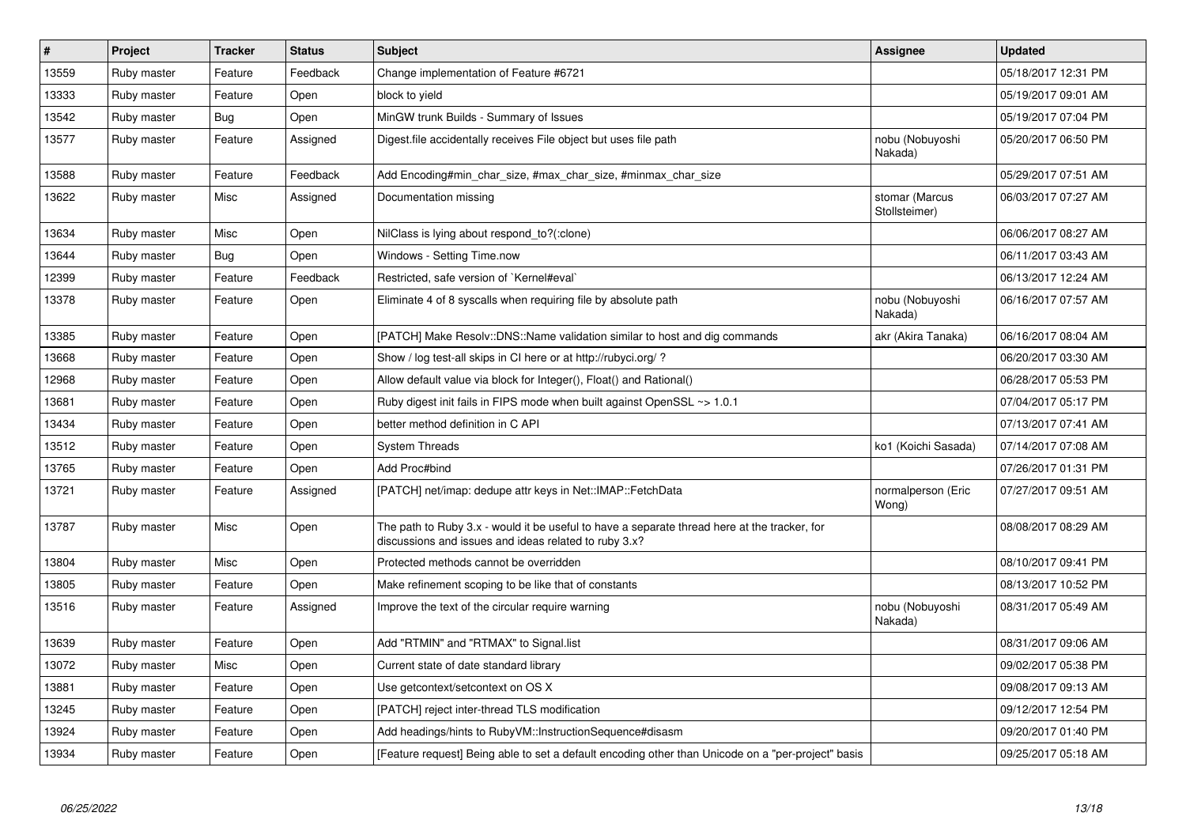| # | Project | Tracker | Status | Subject | Assignee | Updated |
|---|---|---|---|---|---|---|
| 13559 | Ruby master | Feature | Feedback | Change implementation of Feature #6721 | | 05/18/2017 12:31 PM |
| 13333 | Ruby master | Feature | Open | block to yield | | 05/19/2017 09:01 AM |
| 13542 | Ruby master | Bug | Open | MinGW trunk Builds - Summary of Issues | | 05/19/2017 07:04 PM |
| 13577 | Ruby master | Feature | Assigned | Digest.file accidentally receives File object but uses file path | nobu (Nobuyoshi Nakada) | 05/20/2017 06:50 PM |
| 13588 | Ruby master | Feature | Feedback | Add Encoding#min_char_size, #max_char_size, #minmax_char_size | | 05/29/2017 07:51 AM |
| 13622 | Ruby master | Misc | Assigned | Documentation missing | stomar (Marcus Stollsteimer) | 06/03/2017 07:27 AM |
| 13634 | Ruby master | Misc | Open | NilClass is lying about respond_to?(:clone) | | 06/06/2017 08:27 AM |
| 13644 | Ruby master | Bug | Open | Windows - Setting Time.now | | 06/11/2017 03:43 AM |
| 12399 | Ruby master | Feature | Feedback | Restricted, safe version of `Kernel#eval` | | 06/13/2017 12:24 AM |
| 13378 | Ruby master | Feature | Open | Eliminate 4 of 8 syscalls when requiring file by absolute path | nobu (Nobuyoshi Nakada) | 06/16/2017 07:57 AM |
| 13385 | Ruby master | Feature | Open | [PATCH] Make Resolv::DNS::Name validation similar to host and dig commands | akr (Akira Tanaka) | 06/16/2017 08:04 AM |
| 13668 | Ruby master | Feature | Open | Show / log test-all skips in CI here or at http://rubyci.org/ ? | | 06/20/2017 03:30 AM |
| 12968 | Ruby master | Feature | Open | Allow default value via block for Integer(), Float() and Rational() | | 06/28/2017 05:53 PM |
| 13681 | Ruby master | Feature | Open | Ruby digest init fails in FIPS mode when built against OpenSSL ~> 1.0.1 | | 07/04/2017 05:17 PM |
| 13434 | Ruby master | Feature | Open | better method definition in C API | | 07/13/2017 07:41 AM |
| 13512 | Ruby master | Feature | Open | System Threads | ko1 (Koichi Sasada) | 07/14/2017 07:08 AM |
| 13765 | Ruby master | Feature | Open | Add Proc#bind | | 07/26/2017 01:31 PM |
| 13721 | Ruby master | Feature | Assigned | [PATCH] net/imap: dedupe attr keys in Net::IMAP::FetchData | normalperson (Eric Wong) | 07/27/2017 09:51 AM |
| 13787 | Ruby master | Misc | Open | The path to Ruby 3.x - would it be useful to have a separate thread here at the tracker, for discussions and issues and ideas related to ruby 3.x? | | 08/08/2017 08:29 AM |
| 13804 | Ruby master | Misc | Open | Protected methods cannot be overridden | | 08/10/2017 09:41 PM |
| 13805 | Ruby master | Feature | Open | Make refinement scoping to be like that of constants | | 08/13/2017 10:52 PM |
| 13516 | Ruby master | Feature | Assigned | Improve the text of the circular require warning | nobu (Nobuyoshi Nakada) | 08/31/2017 05:49 AM |
| 13639 | Ruby master | Feature | Open | Add "RTMIN" and "RTMAX" to Signal.list | | 08/31/2017 09:06 AM |
| 13072 | Ruby master | Misc | Open | Current state of date standard library | | 09/02/2017 05:38 PM |
| 13881 | Ruby master | Feature | Open | Use getcontext/setcontext on OS X | | 09/08/2017 09:13 AM |
| 13245 | Ruby master | Feature | Open | [PATCH] reject inter-thread TLS modification | | 09/12/2017 12:54 PM |
| 13924 | Ruby master | Feature | Open | Add headings/hints to RubyVM::InstructionSequence#disasm | | 09/20/2017 01:40 PM |
| 13934 | Ruby master | Feature | Open | [Feature request] Being able to set a default encoding other than Unicode on a "per-project" basis | | 09/25/2017 05:18 AM |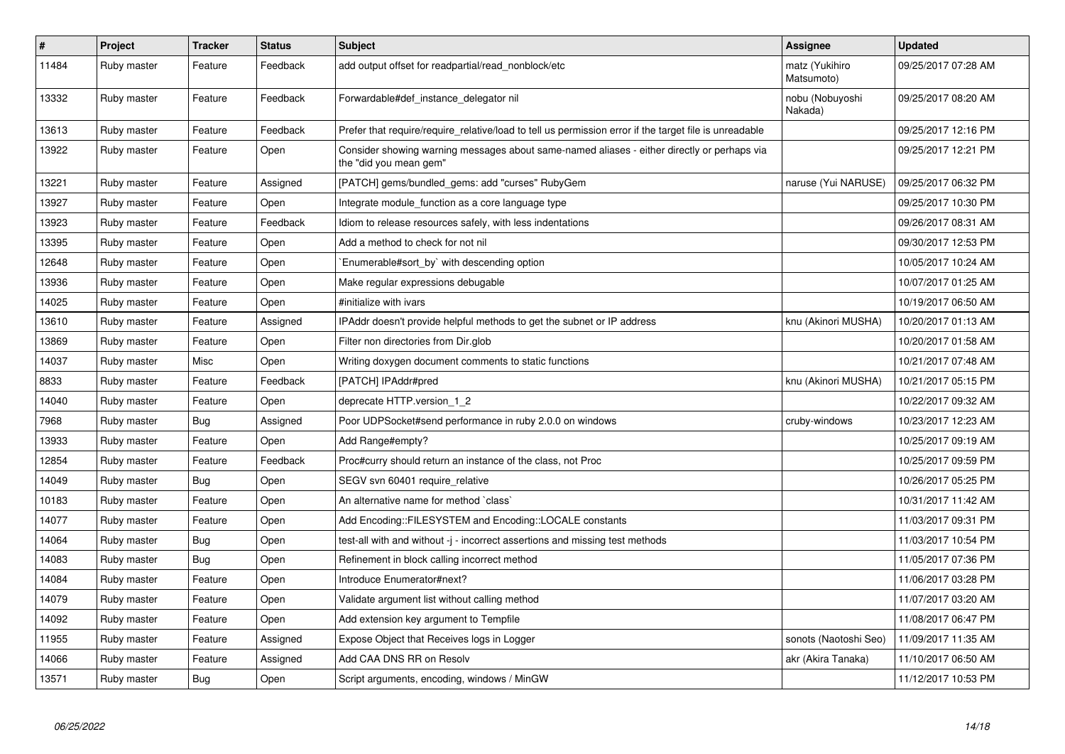| # | Project | Tracker | Status | Subject | Assignee | Updated |
|---|---|---|---|---|---|---|
| 11484 | Ruby master | Feature | Feedback | add output offset for readpartial/read_nonblock/etc | matz (Yukihiro Matsumoto) | 09/25/2017 07:28 AM |
| 13332 | Ruby master | Feature | Feedback | Forwardable#def_instance_delegator nil | nobu (Nobuyoshi Nakada) | 09/25/2017 08:20 AM |
| 13613 | Ruby master | Feature | Feedback | Prefer that require/require_relative/load to tell us permission error if the target file is unreadable | | 09/25/2017 12:16 PM |
| 13922 | Ruby master | Feature | Open | Consider showing warning messages about same-named aliases - either directly or perhaps via the "did you mean gem" | | 09/25/2017 12:21 PM |
| 13221 | Ruby master | Feature | Assigned | [PATCH] gems/bundled_gems: add "curses" RubyGem | naruse (Yui NARUSE) | 09/25/2017 06:32 PM |
| 13927 | Ruby master | Feature | Open | Integrate module_function as a core language type | | 09/25/2017 10:30 PM |
| 13923 | Ruby master | Feature | Feedback | Idiom to release resources safely, with less indentations | | 09/26/2017 08:31 AM |
| 13395 | Ruby master | Feature | Open | Add a method to check for not nil | | 09/30/2017 12:53 PM |
| 12648 | Ruby master | Feature | Open | `Enumerable#sort_by` with descending option | | 10/05/2017 10:24 AM |
| 13936 | Ruby master | Feature | Open | Make regular expressions debugable | | 10/07/2017 01:25 AM |
| 14025 | Ruby master | Feature | Open | #initialize with ivars | | 10/19/2017 06:50 AM |
| 13610 | Ruby master | Feature | Assigned | IPAddr doesn't provide helpful methods to get the subnet or IP address | knu (Akinori MUSHA) | 10/20/2017 01:13 AM |
| 13869 | Ruby master | Feature | Open | Filter non directories from Dir.glob | | 10/20/2017 01:58 AM |
| 14037 | Ruby master | Misc | Open | Writing doxygen document comments to static functions | | 10/21/2017 07:48 AM |
| 8833 | Ruby master | Feature | Feedback | [PATCH] IPAddr#pred | knu (Akinori MUSHA) | 10/21/2017 05:15 PM |
| 14040 | Ruby master | Feature | Open | deprecate HTTP.version_1_2 | | 10/22/2017 09:32 AM |
| 7968 | Ruby master | Bug | Assigned | Poor UDPSocket#send performance in ruby 2.0.0 on windows | cruby-windows | 10/23/2017 12:23 AM |
| 13933 | Ruby master | Feature | Open | Add Range#empty? | | 10/25/2017 09:19 AM |
| 12854 | Ruby master | Feature | Feedback | Proc#curry should return an instance of the class, not Proc | | 10/25/2017 09:59 PM |
| 14049 | Ruby master | Bug | Open | SEGV svn 60401 require_relative | | 10/26/2017 05:25 PM |
| 10183 | Ruby master | Feature | Open | An alternative name for method `class` | | 10/31/2017 11:42 AM |
| 14077 | Ruby master | Feature | Open | Add Encoding::FILESYSTEM and Encoding::LOCALE constants | | 11/03/2017 09:31 PM |
| 14064 | Ruby master | Bug | Open | test-all with and without -j - incorrect assertions and missing test methods | | 11/03/2017 10:54 PM |
| 14083 | Ruby master | Bug | Open | Refinement in block calling incorrect method | | 11/05/2017 07:36 PM |
| 14084 | Ruby master | Feature | Open | Introduce Enumerator#next? | | 11/06/2017 03:28 PM |
| 14079 | Ruby master | Feature | Open | Validate argument list without calling method | | 11/07/2017 03:20 AM |
| 14092 | Ruby master | Feature | Open | Add extension key argument to Tempfile | | 11/08/2017 06:47 PM |
| 11955 | Ruby master | Feature | Assigned | Expose Object that Receives logs in Logger | sonots (Naotoshi Seo) | 11/09/2017 11:35 AM |
| 14066 | Ruby master | Feature | Assigned | Add CAA DNS RR on Resolv | akr (Akira Tanaka) | 11/10/2017 06:50 AM |
| 13571 | Ruby master | Bug | Open | Script arguments, encoding, windows / MinGW | | 11/12/2017 10:53 PM |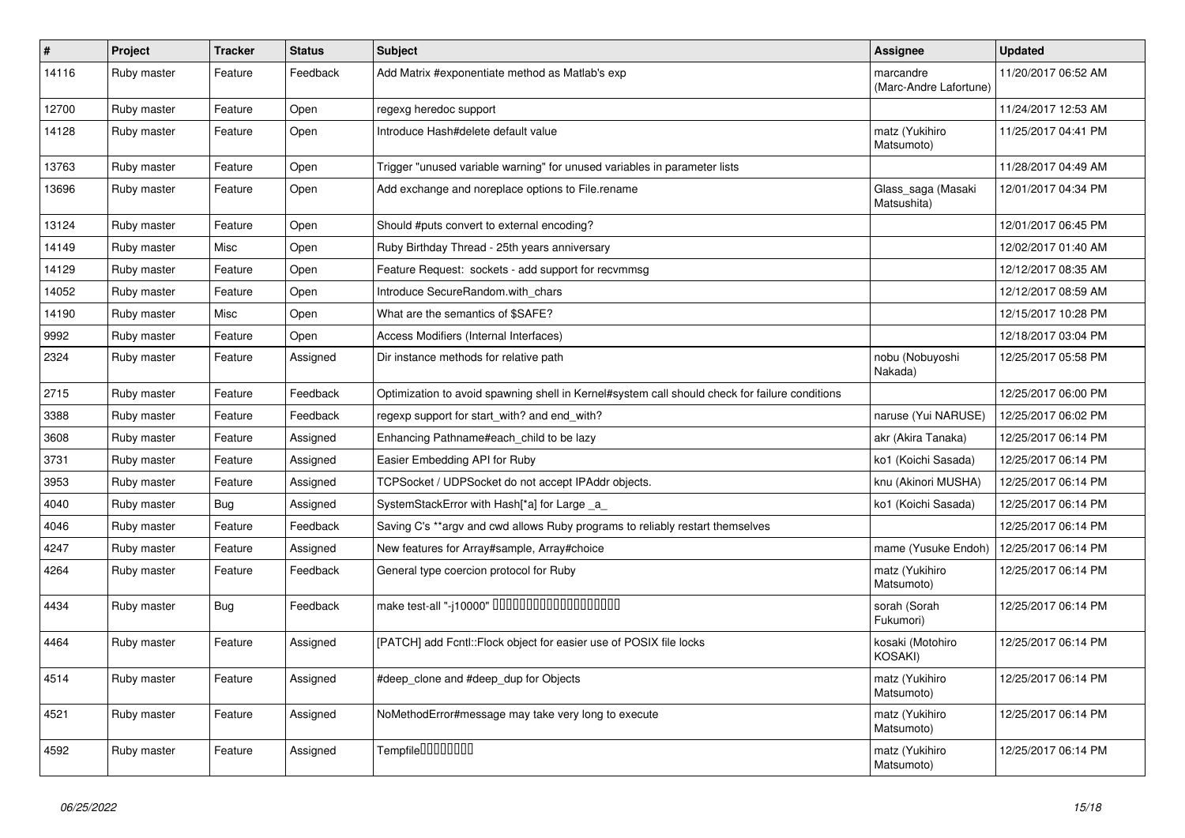| # | Project | Tracker | Status | Subject | Assignee | Updated |
|---|---|---|---|---|---|---|
| 14116 | Ruby master | Feature | Feedback | Add Matrix #exponentiate method as Matlab's exp | marcandre (Marc-Andre Lafortune) | 11/20/2017 06:52 AM |
| 12700 | Ruby master | Feature | Open | regexg heredoc support | | 11/24/2017 12:53 AM |
| 14128 | Ruby master | Feature | Open | Introduce Hash#delete default value | matz (Yukihiro Matsumoto) | 11/25/2017 04:41 PM |
| 13763 | Ruby master | Feature | Open | Trigger "unused variable warning" for unused variables in parameter lists | | 11/28/2017 04:49 AM |
| 13696 | Ruby master | Feature | Open | Add exchange and noreplace options to File.rename | Glass_saga (Masaki Matsushita) | 12/01/2017 04:34 PM |
| 13124 | Ruby master | Feature | Open | Should #puts convert to external encoding? | | 12/01/2017 06:45 PM |
| 14149 | Ruby master | Misc | Open | Ruby Birthday Thread - 25th years anniversary | | 12/02/2017 01:40 AM |
| 14129 | Ruby master | Feature | Open | Feature Request: sockets - add support for recvmmsg | | 12/12/2017 08:35 AM |
| 14052 | Ruby master | Feature | Open | Introduce SecureRandom.with_chars | | 12/12/2017 08:59 AM |
| 14190 | Ruby master | Misc | Open | What are the semantics of $SAFE? | | 12/15/2017 10:28 PM |
| 9992 | Ruby master | Feature | Open | Access Modifiers (Internal Interfaces) | | 12/18/2017 03:04 PM |
| 2324 | Ruby master | Feature | Assigned | Dir instance methods for relative path | nobu (Nobuyoshi Nakada) | 12/25/2017 05:58 PM |
| 2715 | Ruby master | Feature | Feedback | Optimization to avoid spawning shell in Kernel#system call should check for failure conditions | | 12/25/2017 06:00 PM |
| 3388 | Ruby master | Feature | Feedback | regexp support for start_with? and end_with? | naruse (Yui NARUSE) | 12/25/2017 06:02 PM |
| 3608 | Ruby master | Feature | Assigned | Enhancing Pathname#each_child to be lazy | akr (Akira Tanaka) | 12/25/2017 06:14 PM |
| 3731 | Ruby master | Feature | Assigned | Easier Embedding API for Ruby | ko1 (Koichi Sasada) | 12/25/2017 06:14 PM |
| 3953 | Ruby master | Feature | Assigned | TCPSocket / UDPSocket do not accept IPAddr objects. | knu (Akinori MUSHA) | 12/25/2017 06:14 PM |
| 4040 | Ruby master | Bug | Assigned | SystemStackError with Hash[*a] for Large _a_ | ko1 (Koichi Sasada) | 12/25/2017 06:14 PM |
| 4046 | Ruby master | Feature | Feedback | Saving C's **argv and cwd allows Ruby programs to reliably restart themselves | | 12/25/2017 06:14 PM |
| 4247 | Ruby master | Feature | Assigned | New features for Array#sample, Array#choice | mame (Yusuke Endoh) | 12/25/2017 06:14 PM |
| 4264 | Ruby master | Feature | Feedback | General type coercion protocol for Ruby | matz (Yukihiro Matsumoto) | 12/25/2017 06:14 PM |
| 4434 | Ruby master | Bug | Feedback | make test-all "-j10000" ���������������������� | sorah (Sorah Fukumori) | 12/25/2017 06:14 PM |
| 4464 | Ruby master | Feature | Assigned | [PATCH] add Fcntl::Flock object for easier use of POSIX file locks | kosaki (Motohiro KOSAKI) | 12/25/2017 06:14 PM |
| 4514 | Ruby master | Feature | Assigned | #deep_clone and #deep_dup for Objects | matz (Yukihiro Matsumoto) | 12/25/2017 06:14 PM |
| 4521 | Ruby master | Feature | Assigned | NoMethodError#message may take very long to execute | matz (Yukihiro Matsumoto) | 12/25/2017 06:14 PM |
| 4592 | Ruby master | Feature | Assigned | Tempfile�������� | matz (Yukihiro Matsumoto) | 12/25/2017 06:14 PM |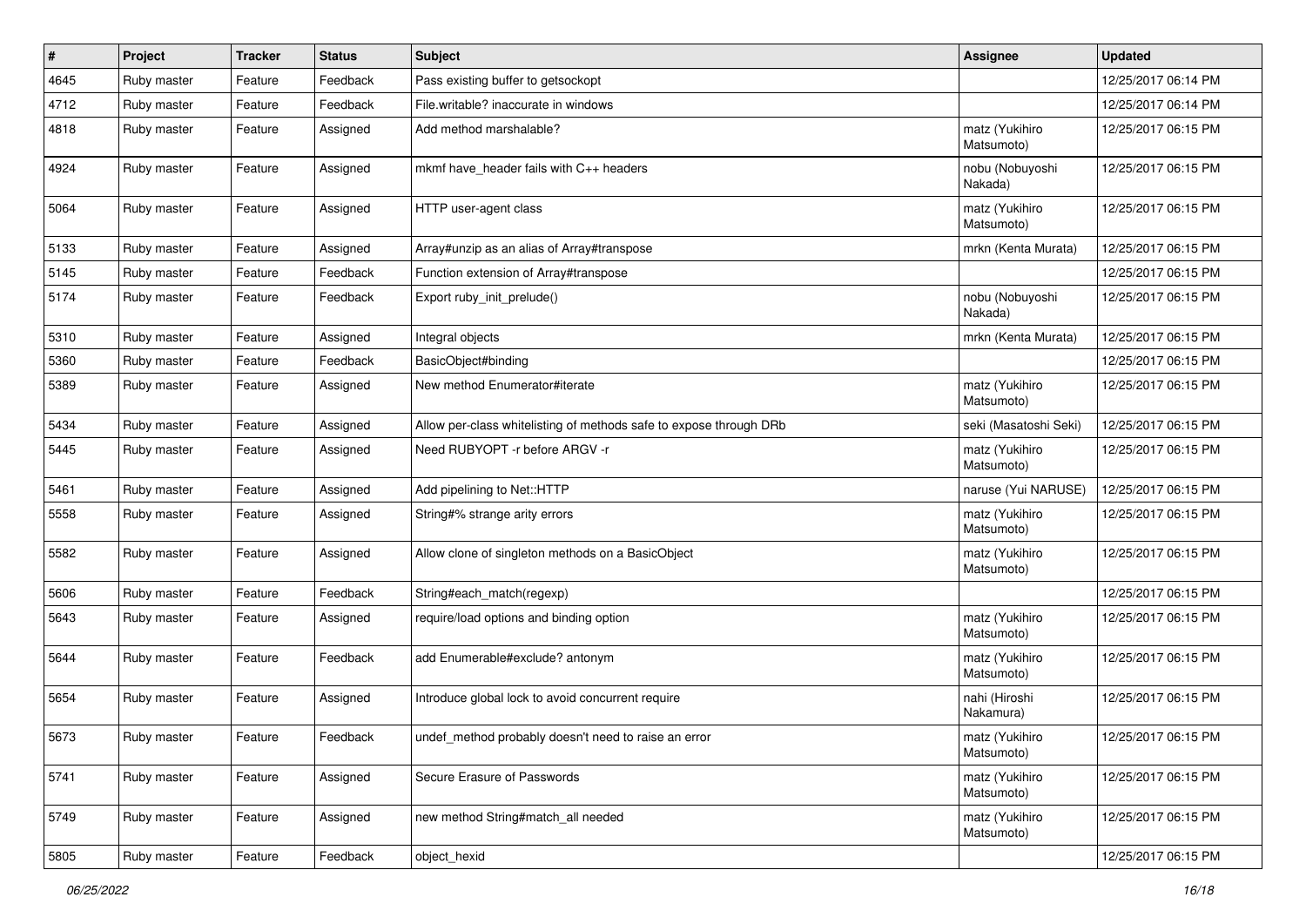| # | Project | Tracker | Status | Subject | Assignee | Updated |
|---|---|---|---|---|---|---|
| 4645 | Ruby master | Feature | Feedback | Pass existing buffer to getsockopt | | 12/25/2017 06:14 PM |
| 4712 | Ruby master | Feature | Feedback | File.writable? inaccurate in windows | | 12/25/2017 06:14 PM |
| 4818 | Ruby master | Feature | Assigned | Add method marshalable? | matz (Yukihiro Matsumoto) | 12/25/2017 06:15 PM |
| 4924 | Ruby master | Feature | Assigned | mkmf have_header fails with C++ headers | nobu (Nobuyoshi Nakada) | 12/25/2017 06:15 PM |
| 5064 | Ruby master | Feature | Assigned | HTTP user-agent class | matz (Yukihiro Matsumoto) | 12/25/2017 06:15 PM |
| 5133 | Ruby master | Feature | Assigned | Array#unzip as an alias of Array#transpose | mrkn (Kenta Murata) | 12/25/2017 06:15 PM |
| 5145 | Ruby master | Feature | Feedback | Function extension of Array#transpose | | 12/25/2017 06:15 PM |
| 5174 | Ruby master | Feature | Feedback | Export ruby_init_prelude() | nobu (Nobuyoshi Nakada) | 12/25/2017 06:15 PM |
| 5310 | Ruby master | Feature | Assigned | Integral objects | mrkn (Kenta Murata) | 12/25/2017 06:15 PM |
| 5360 | Ruby master | Feature | Feedback | BasicObject#binding | | 12/25/2017 06:15 PM |
| 5389 | Ruby master | Feature | Assigned | New method Enumerator#iterate | matz (Yukihiro Matsumoto) | 12/25/2017 06:15 PM |
| 5434 | Ruby master | Feature | Assigned | Allow per-class whitelisting of methods safe to expose through DRb | seki (Masatoshi Seki) | 12/25/2017 06:15 PM |
| 5445 | Ruby master | Feature | Assigned | Need RUBYOPT -r before ARGV -r | matz (Yukihiro Matsumoto) | 12/25/2017 06:15 PM |
| 5461 | Ruby master | Feature | Assigned | Add pipelining to Net::HTTP | naruse (Yui NARUSE) | 12/25/2017 06:15 PM |
| 5558 | Ruby master | Feature | Assigned | String#% strange arity errors | matz (Yukihiro Matsumoto) | 12/25/2017 06:15 PM |
| 5582 | Ruby master | Feature | Assigned | Allow clone of singleton methods on a BasicObject | matz (Yukihiro Matsumoto) | 12/25/2017 06:15 PM |
| 5606 | Ruby master | Feature | Feedback | String#each_match(regexp) | | 12/25/2017 06:15 PM |
| 5643 | Ruby master | Feature | Assigned | require/load options and binding option | matz (Yukihiro Matsumoto) | 12/25/2017 06:15 PM |
| 5644 | Ruby master | Feature | Feedback | add Enumerable#exclude? antonym | matz (Yukihiro Matsumoto) | 12/25/2017 06:15 PM |
| 5654 | Ruby master | Feature | Assigned | Introduce global lock to avoid concurrent require | nahi (Hiroshi Nakamura) | 12/25/2017 06:15 PM |
| 5673 | Ruby master | Feature | Feedback | undef_method probably doesn't need to raise an error | matz (Yukihiro Matsumoto) | 12/25/2017 06:15 PM |
| 5741 | Ruby master | Feature | Assigned | Secure Erasure of Passwords | matz (Yukihiro Matsumoto) | 12/25/2017 06:15 PM |
| 5749 | Ruby master | Feature | Assigned | new method String#match_all needed | matz (Yukihiro Matsumoto) | 12/25/2017 06:15 PM |
| 5805 | Ruby master | Feature | Feedback | object_hexid | | 12/25/2017 06:15 PM |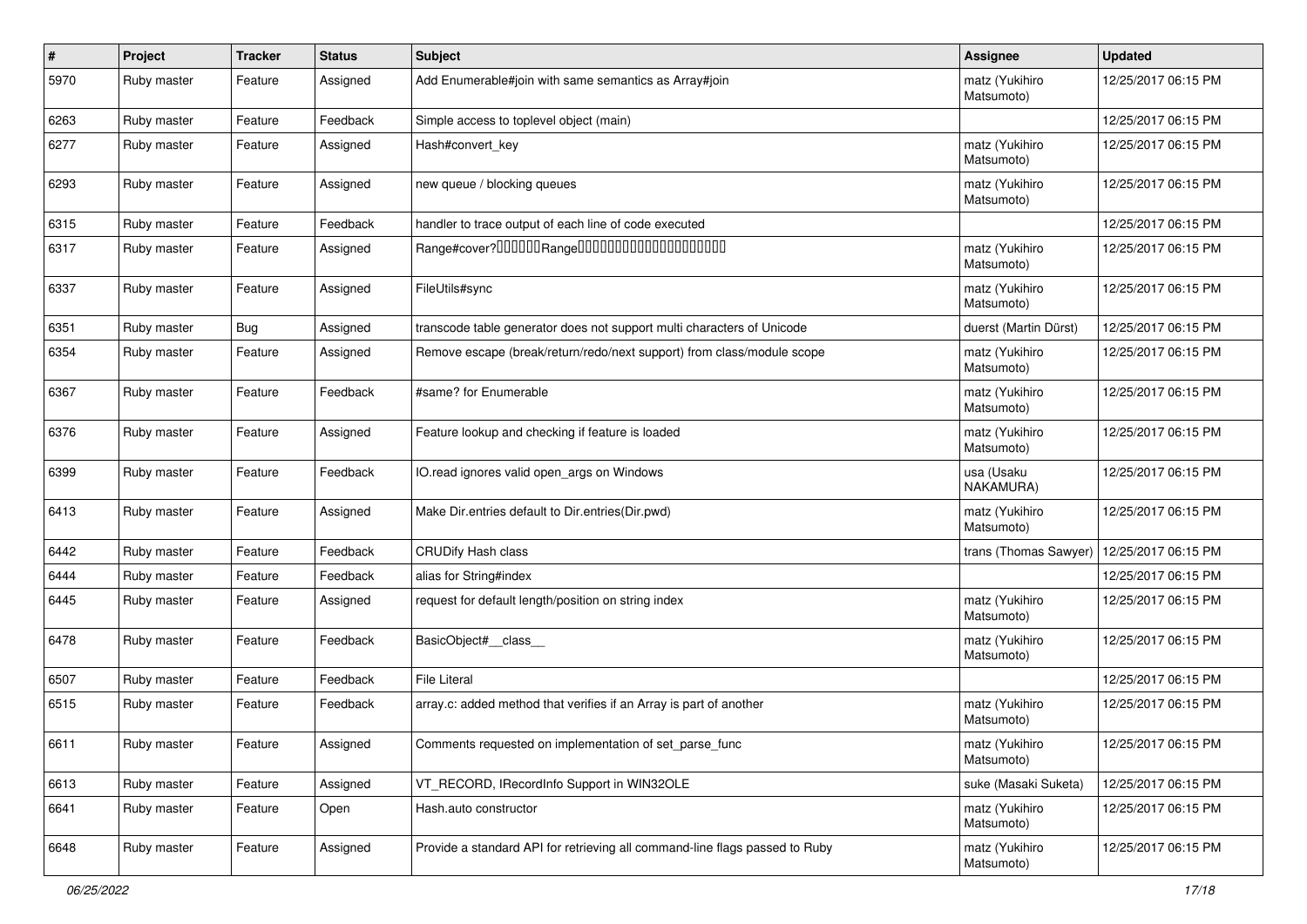| # | Project | Tracker | Status | Subject | Assignee | Updated |
|---|---|---|---|---|---|---|
| 5970 | Ruby master | Feature | Assigned | Add Enumerable#join with same semantics as Array#join | matz (Yukihiro Matsumoto) | 12/25/2017 06:15 PM |
| 6263 | Ruby master | Feature | Feedback | Simple access to toplevel object (main) | | 12/25/2017 06:15 PM |
| 6277 | Ruby master | Feature | Assigned | Hash#convert_key | matz (Yukihiro Matsumoto) | 12/25/2017 06:15 PM |
| 6293 | Ruby master | Feature | Assigned | new queue / blocking queues | matz (Yukihiro Matsumoto) | 12/25/2017 06:15 PM |
| 6315 | Ruby master | Feature | Feedback | handler to trace output of each line of code executed | | 12/25/2017 06:15 PM |
| 6317 | Ruby master | Feature | Assigned | Range#cover?□□□□□□Range□□□□□□□□□□□□□□□□□□□□ | matz (Yukihiro Matsumoto) | 12/25/2017 06:15 PM |
| 6337 | Ruby master | Feature | Assigned | FileUtils#sync | matz (Yukihiro Matsumoto) | 12/25/2017 06:15 PM |
| 6351 | Ruby master | Bug | Assigned | transcode table generator does not support multi characters of Unicode | duerst (Martin Dürst) | 12/25/2017 06:15 PM |
| 6354 | Ruby master | Feature | Assigned | Remove escape (break/return/redo/next support) from class/module scope | matz (Yukihiro Matsumoto) | 12/25/2017 06:15 PM |
| 6367 | Ruby master | Feature | Feedback | #same? for Enumerable | matz (Yukihiro Matsumoto) | 12/25/2017 06:15 PM |
| 6376 | Ruby master | Feature | Assigned | Feature lookup and checking if feature is loaded | matz (Yukihiro Matsumoto) | 12/25/2017 06:15 PM |
| 6399 | Ruby master | Feature | Feedback | IO.read ignores valid open_args on Windows | usa (Usaku NAKAMURA) | 12/25/2017 06:15 PM |
| 6413 | Ruby master | Feature | Assigned | Make Dir.entries default to Dir.entries(Dir.pwd) | matz (Yukihiro Matsumoto) | 12/25/2017 06:15 PM |
| 6442 | Ruby master | Feature | Feedback | CRUDify Hash class | trans (Thomas Sawyer) | 12/25/2017 06:15 PM |
| 6444 | Ruby master | Feature | Feedback | alias for String#index | | 12/25/2017 06:15 PM |
| 6445 | Ruby master | Feature | Assigned | request for default length/position on string index | matz (Yukihiro Matsumoto) | 12/25/2017 06:15 PM |
| 6478 | Ruby master | Feature | Feedback | BasicObject#__class__ | matz (Yukihiro Matsumoto) | 12/25/2017 06:15 PM |
| 6507 | Ruby master | Feature | Feedback | File Literal | | 12/25/2017 06:15 PM |
| 6515 | Ruby master | Feature | Feedback | array.c: added method that verifies if an Array is part of another | matz (Yukihiro Matsumoto) | 12/25/2017 06:15 PM |
| 6611 | Ruby master | Feature | Assigned | Comments requested on implementation of set_parse_func | matz (Yukihiro Matsumoto) | 12/25/2017 06:15 PM |
| 6613 | Ruby master | Feature | Assigned | VT_RECORD, IRecordInfo Support in WIN32OLE | suke (Masaki Suketa) | 12/25/2017 06:15 PM |
| 6641 | Ruby master | Feature | Open | Hash.auto constructor | matz (Yukihiro Matsumoto) | 12/25/2017 06:15 PM |
| 6648 | Ruby master | Feature | Assigned | Provide a standard API for retrieving all command-line flags passed to Ruby | matz (Yukihiro Matsumoto) | 12/25/2017 06:15 PM |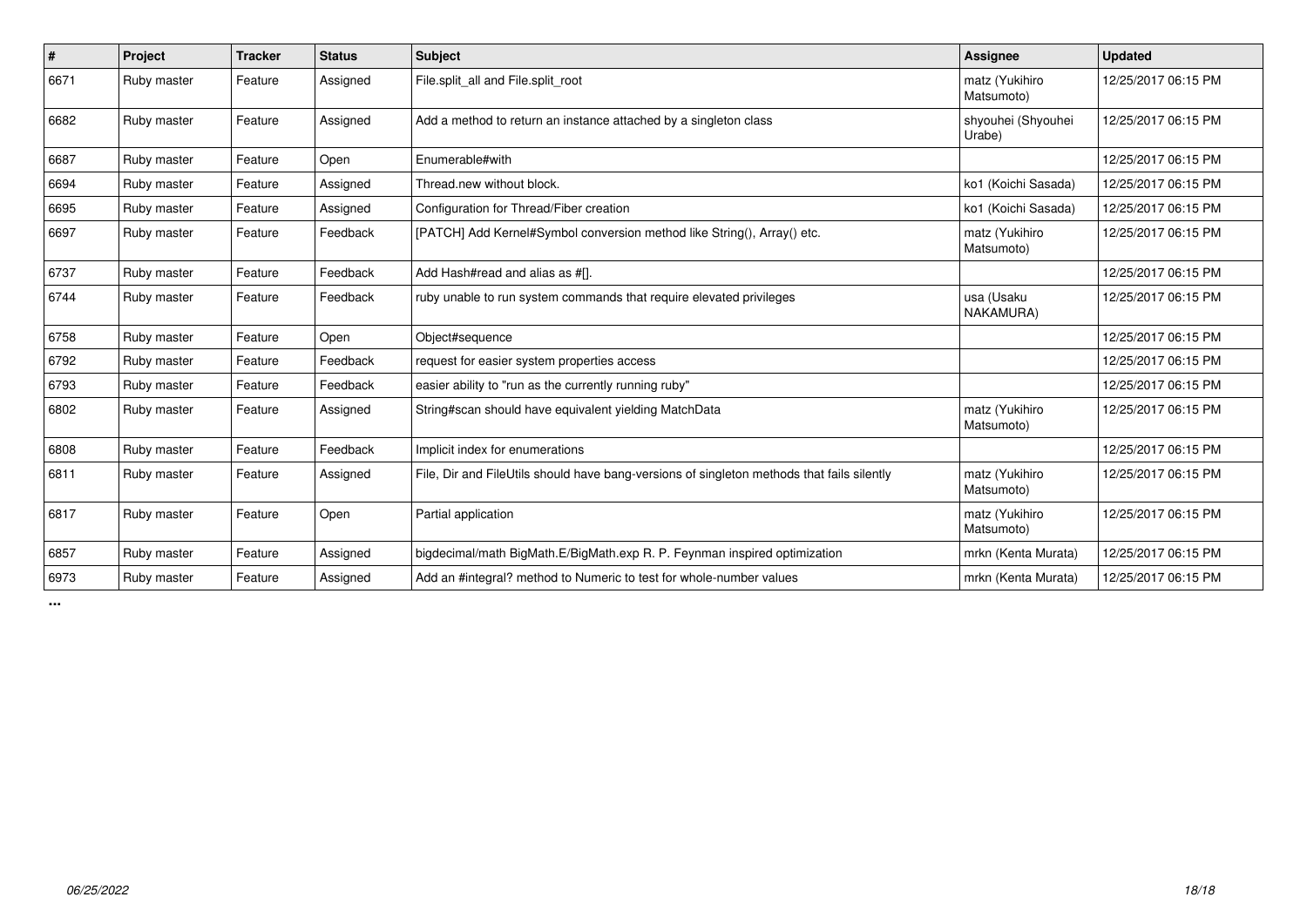| # | Project | Tracker | Status | Subject | Assignee | Updated |
|---|---|---|---|---|---|---|
| 6671 | Ruby master | Feature | Assigned | File.split_all and File.split_root | matz (Yukihiro Matsumoto) | 12/25/2017 06:15 PM |
| 6682 | Ruby master | Feature | Assigned | Add a method to return an instance attached by a singleton class | shyouhei (Shyouhei Urabe) | 12/25/2017 06:15 PM |
| 6687 | Ruby master | Feature | Open | Enumerable#with | | 12/25/2017 06:15 PM |
| 6694 | Ruby master | Feature | Assigned | Thread.new without block. | ko1 (Koichi Sasada) | 12/25/2017 06:15 PM |
| 6695 | Ruby master | Feature | Assigned | Configuration for Thread/Fiber creation | ko1 (Koichi Sasada) | 12/25/2017 06:15 PM |
| 6697 | Ruby master | Feature | Feedback | [PATCH] Add Kernel#Symbol conversion method like String(), Array() etc. | matz (Yukihiro Matsumoto) | 12/25/2017 06:15 PM |
| 6737 | Ruby master | Feature | Feedback | Add Hash#read and alias as #[]. | | 12/25/2017 06:15 PM |
| 6744 | Ruby master | Feature | Feedback | ruby unable to run system commands that require elevated privileges | usa (Usaku NAKAMURA) | 12/25/2017 06:15 PM |
| 6758 | Ruby master | Feature | Open | Object#sequence | | 12/25/2017 06:15 PM |
| 6792 | Ruby master | Feature | Feedback | request for easier system properties access | | 12/25/2017 06:15 PM |
| 6793 | Ruby master | Feature | Feedback | easier ability to "run as the currently running ruby" | | 12/25/2017 06:15 PM |
| 6802 | Ruby master | Feature | Assigned | String#scan should have equivalent yielding MatchData | matz (Yukihiro Matsumoto) | 12/25/2017 06:15 PM |
| 6808 | Ruby master | Feature | Feedback | Implicit index for enumerations | | 12/25/2017 06:15 PM |
| 6811 | Ruby master | Feature | Assigned | File, Dir and FileUtils should have bang-versions of singleton methods that fails silently | matz (Yukihiro Matsumoto) | 12/25/2017 06:15 PM |
| 6817 | Ruby master | Feature | Open | Partial application | matz (Yukihiro Matsumoto) | 12/25/2017 06:15 PM |
| 6857 | Ruby master | Feature | Assigned | bigdecimal/math BigMath.E/BigMath.exp R. P. Feynman inspired optimization | mrkn (Kenta Murata) | 12/25/2017 06:15 PM |
| 6973 | Ruby master | Feature | Assigned | Add an #integral? method to Numeric to test for whole-number values | mrkn (Kenta Murata) | 12/25/2017 06:15 PM |

...